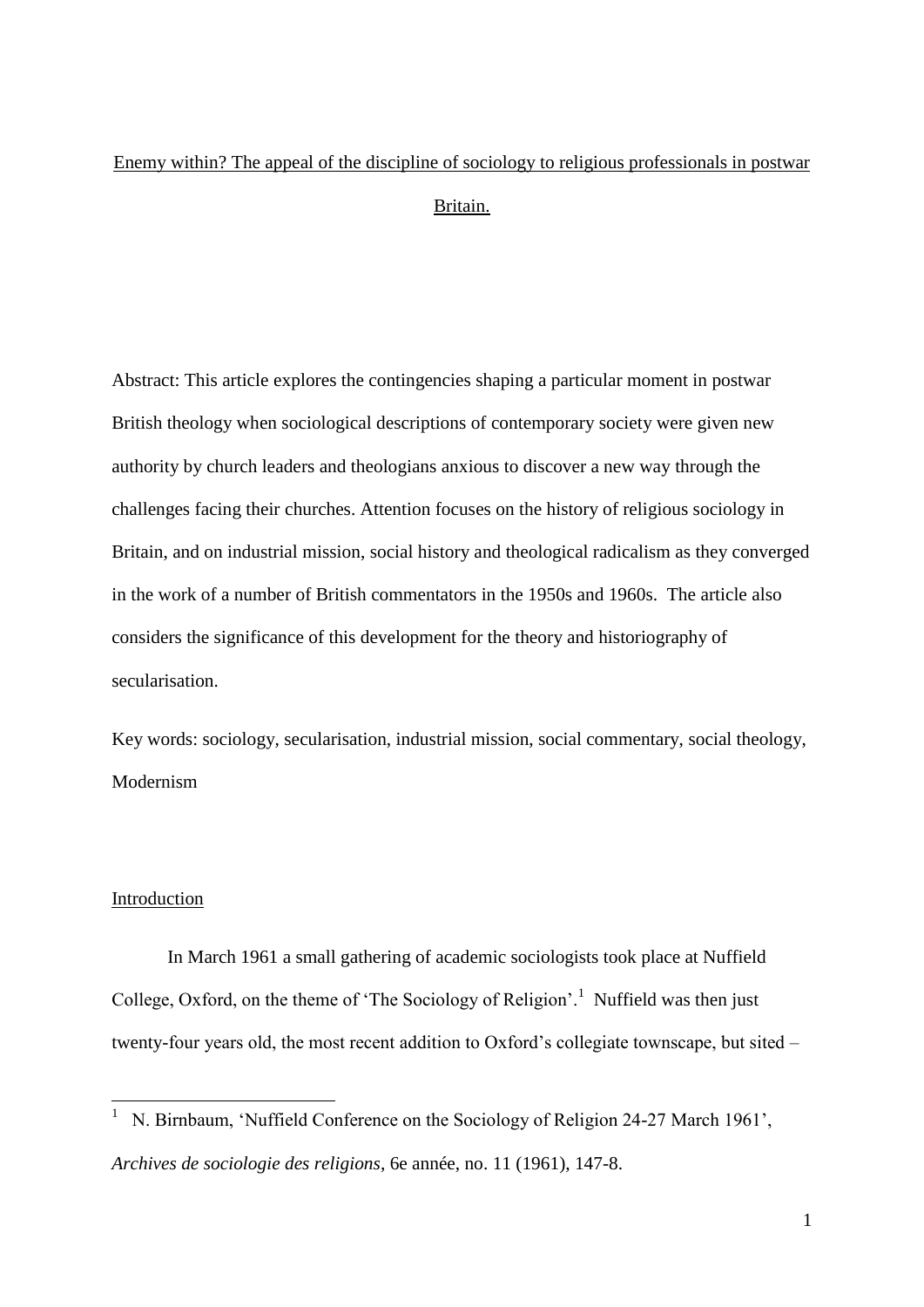# Enemy within? The appeal of the discipline of sociology to religious professionals in postwar Britain.

Abstract: This article explores the contingencies shaping a particular moment in postwar British theology when sociological descriptions of contemporary society were given new authority by church leaders and theologians anxious to discover a new way through the challenges facing their churches. Attention focuses on the history of religious sociology in Britain, and on industrial mission, social history and theological radicalism as they converged in the work of a number of British commentators in the 1950s and 1960s. The article also considers the significance of this development for the theory and historiography of secularisation.

Key words: sociology, secularisation, industrial mission, social commentary, social theology, Modernism

## Introduction

In March 1961 a small gathering of academic sociologists took place at Nuffield College, Oxford, on the theme of 'The Sociology of Religion'.[1] Nuffield was then just twenty-four years old, the most recent addition to Oxford's collegiate townscape, but sited –

[1] N. Birnbaum, 'Nuffield Conference on the Sociology of Religion 24-27 March 1961', *Archives de sociologie des religions*, 6e année, no. 11 (1961), 147-8.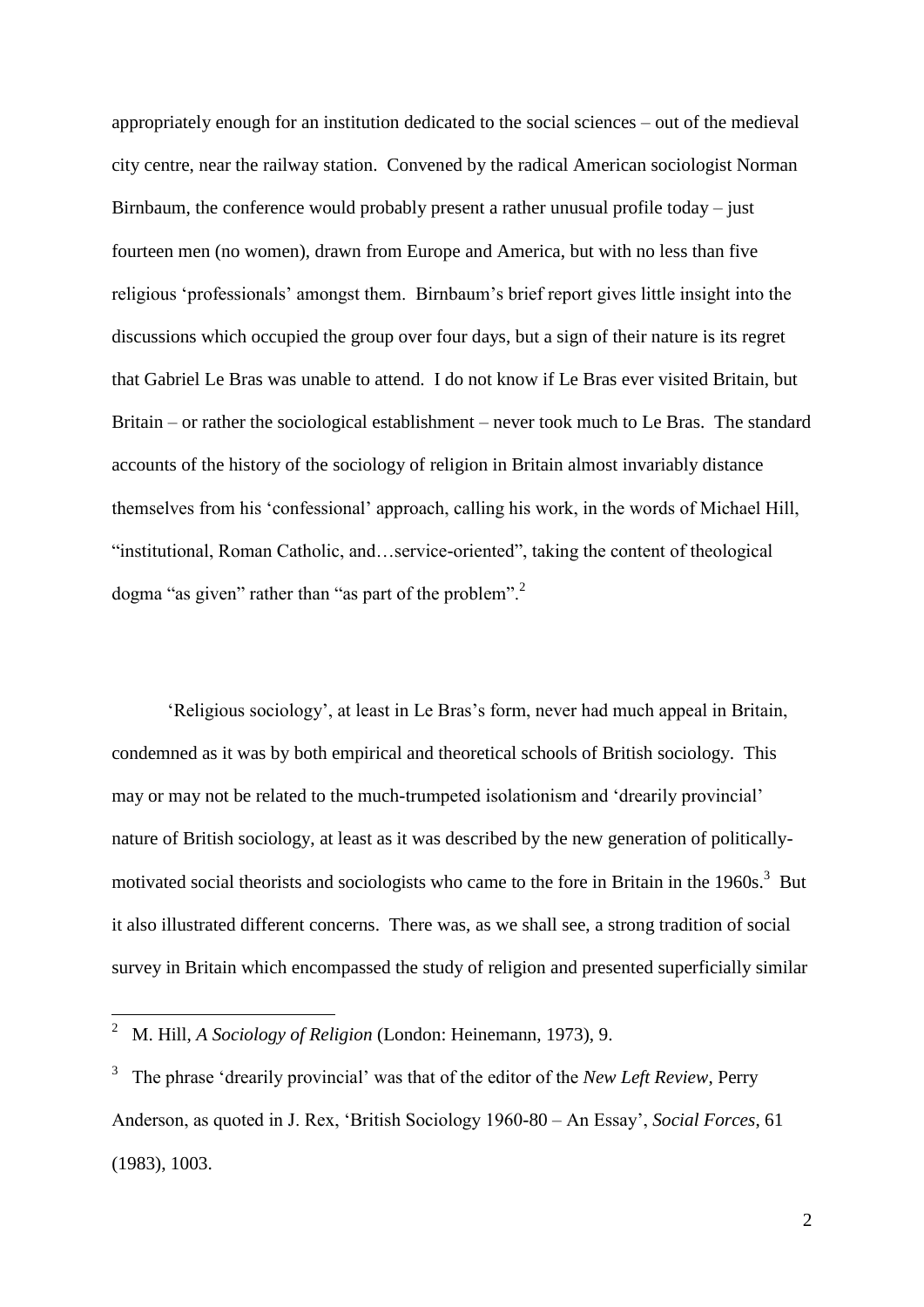appropriately enough for an institution dedicated to the social sciences – out of the medieval city centre, near the railway station. Convened by the radical American sociologist Norman Birnbaum, the conference would probably present a rather unusual profile today – just fourteen men (no women), drawn from Europe and America, but with no less than five religious 'professionals' amongst them. Birnbaum's brief report gives little insight into the discussions which occupied the group over four days, but a sign of their nature is its regret that Gabriel Le Bras was unable to attend. I do not know if Le Bras ever visited Britain, but Britain – or rather the sociological establishment – never took much to Le Bras. The standard accounts of the history of the sociology of religion in Britain almost invariably distance themselves from his 'confessional' approach, calling his work, in the words of Michael Hill, "institutional, Roman Catholic, and…service-oriented", taking the content of theological dogma "as given" rather than "as part of the problem".[2]

'Religious sociology', at least in Le Bras's form, never had much appeal in Britain, condemned as it was by both empirical and theoretical schools of British sociology. This may or may not be related to the much-trumpeted isolationism and 'drearily provincial' nature of British sociology, at least as it was described by the new generation of politically-motivated social theorists and sociologists who came to the fore in Britain in the 1960s.[3] But it also illustrated different concerns. There was, as we shall see, a strong tradition of social survey in Britain which encompassed the study of religion and presented superficially similar

---

[2] M. Hill, *A Sociology of Religion* (London: Heinemann, 1973), 9.

[3] The phrase 'drearily provincial' was that of the editor of the *New Left Review*, Perry Anderson, as quoted in J. Rex, 'British Sociology 1960-80 – An Essay', *Social Forces*, 61 (1983), 1003.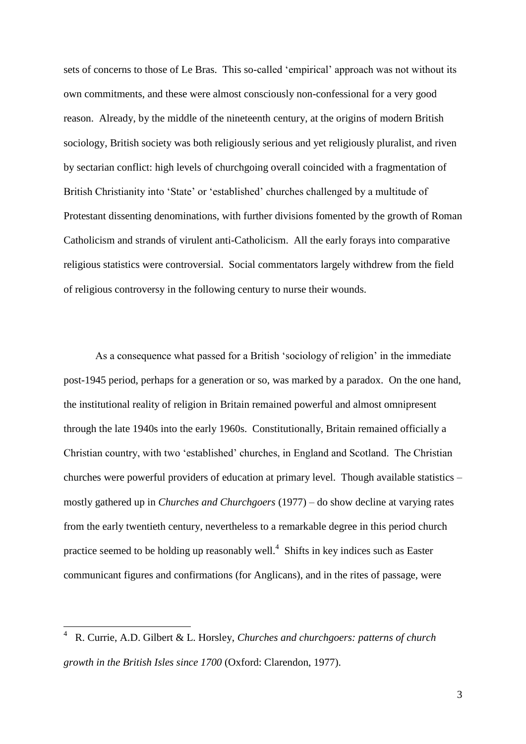sets of concerns to those of Le Bras. This so-called 'empirical' approach was not without its own commitments, and these were almost consciously non-confessional for a very good reason. Already, by the middle of the nineteenth century, at the origins of modern British sociology, British society was both religiously serious and yet religiously pluralist, and riven by sectarian conflict: high levels of churchgoing overall coincided with a fragmentation of British Christianity into 'State' or 'established' churches challenged by a multitude of Protestant dissenting denominations, with further divisions fomented by the growth of Roman Catholicism and strands of virulent anti-Catholicism. All the early forays into comparative religious statistics were controversial. Social commentators largely withdrew from the field of religious controversy in the following century to nurse their wounds.

As a consequence what passed for a British 'sociology of religion' in the immediate post-1945 period, perhaps for a generation or so, was marked by a paradox. On the one hand, the institutional reality of religion in Britain remained powerful and almost omnipresent through the late 1940s into the early 1960s. Constitutionally, Britain remained officially a Christian country, with two 'established' churches, in England and Scotland. The Christian churches were powerful providers of education at primary level. Though available statistics – mostly gathered up in *Churches and Churchgoers* (1977) – do show decline at varying rates from the early twentieth century, nevertheless to a remarkable degree in this period church practice seemed to be holding up reasonably well.[4] Shifts in key indices such as Easter communicant figures and confirmations (for Anglicans), and in the rites of passage, were

[4] R. Currie, A.D. Gilbert & L. Horsley, *Churches and churchgoers: patterns of church growth in the British Isles since 1700* (Oxford: Clarendon, 1977).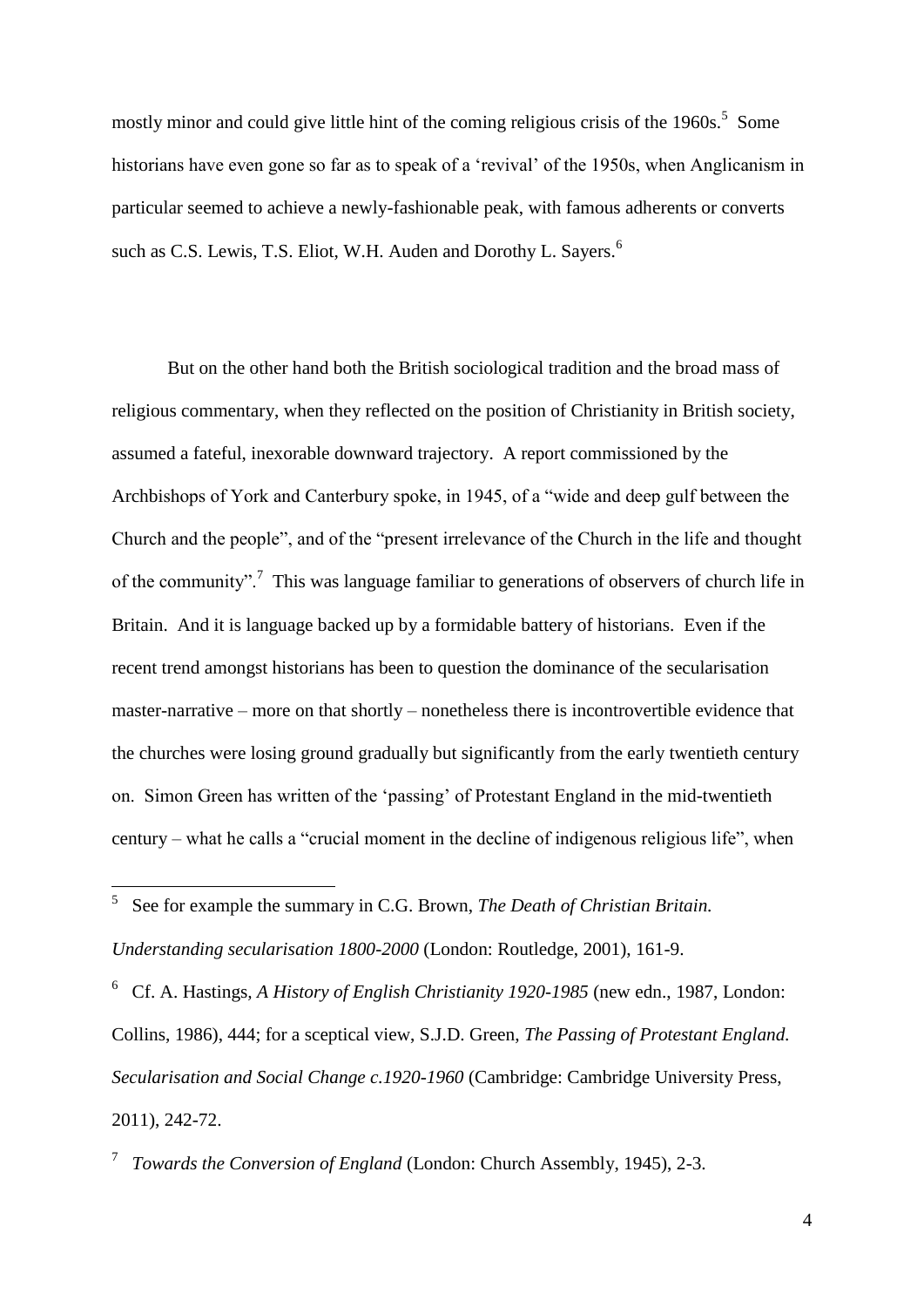mostly minor and could give little hint of the coming religious crisis of the 1960s.[5] Some historians have even gone so far as to speak of a 'revival' of the 1950s, when Anglicanism in particular seemed to achieve a newly-fashionable peak, with famous adherents or converts such as C.S. Lewis, T.S. Eliot, W.H. Auden and Dorothy L. Sayers.[6]

But on the other hand both the British sociological tradition and the broad mass of religious commentary, when they reflected on the position of Christianity in British society, assumed a fateful, inexorable downward trajectory. A report commissioned by the Archbishops of York and Canterbury spoke, in 1945, of a "wide and deep gulf between the Church and the people", and of the "present irrelevance of the Church in the life and thought of the community".[7] This was language familiar to generations of observers of church life in Britain. And it is language backed up by a formidable battery of historians. Even if the recent trend amongst historians has been to question the dominance of the secularisation master-narrative – more on that shortly – nonetheless there is incontrovertible evidence that the churches were losing ground gradually but significantly from the early twentieth century on. Simon Green has written of the 'passing' of Protestant England in the mid-twentieth century – what he calls a "crucial moment in the decline of indigenous religious life", when

---

[5] See for example the summary in C.G. Brown, *The Death of Christian Britain. Understanding secularisation 1800-2000* (London: Routledge, 2001), 161-9.

[6] Cf. A. Hastings, *A History of English Christianity 1920-1985* (new edn., 1987, London: Collins, 1986), 444; for a sceptical view, S.J.D. Green, *The Passing of Protestant England. Secularisation and Social Change c.1920-1960* (Cambridge: Cambridge University Press, 2011), 242-72.

[7] *Towards the Conversion of England* (London: Church Assembly, 1945), 2-3.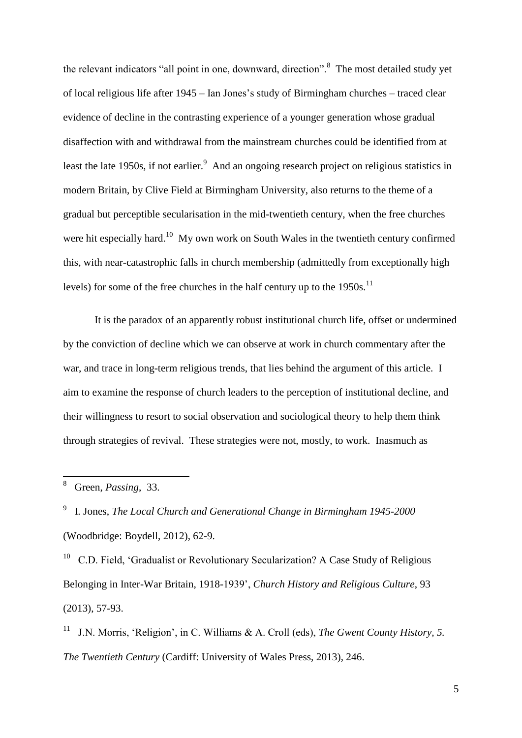the relevant indicators "all point in one, downward, direction".[8] The most detailed study yet of local religious life after 1945 – Ian Jones's study of Birmingham churches – traced clear evidence of decline in the contrasting experience of a younger generation whose gradual disaffection with and withdrawal from the mainstream churches could be identified from at least the late 1950s, if not earlier.[9] And an ongoing research project on religious statistics in modern Britain, by Clive Field at Birmingham University, also returns to the theme of a gradual but perceptible secularisation in the mid-twentieth century, when the free churches were hit especially hard.[10] My own work on South Wales in the twentieth century confirmed this, with near-catastrophic falls in church membership (admittedly from exceptionally high levels) for some of the free churches in the half century up to the 1950s.[11]

It is the paradox of an apparently robust institutional church life, offset or undermined by the conviction of decline which we can observe at work in church commentary after the war, and trace in long-term religious trends, that lies behind the argument of this article. I aim to examine the response of church leaders to the perception of institutional decline, and their willingness to resort to social observation and sociological theory to help them think through strategies of revival. These strategies were not, mostly, to work. Inasmuch as

---

[8] Green, *Passing*, 33.

[9] I. Jones, *The Local Church and Generational Change in Birmingham 1945-2000* (Woodbridge: Boydell, 2012), 62-9.

[10] C.D. Field, 'Gradualist or Revolutionary Secularization? A Case Study of Religious Belonging in Inter-War Britain, 1918-1939', *Church History and Religious Culture*, 93 (2013), 57-93.

[11] J.N. Morris, 'Religion', in C. Williams & A. Croll (eds), *The Gwent County History, 5. The Twentieth Century* (Cardiff: University of Wales Press, 2013), 246.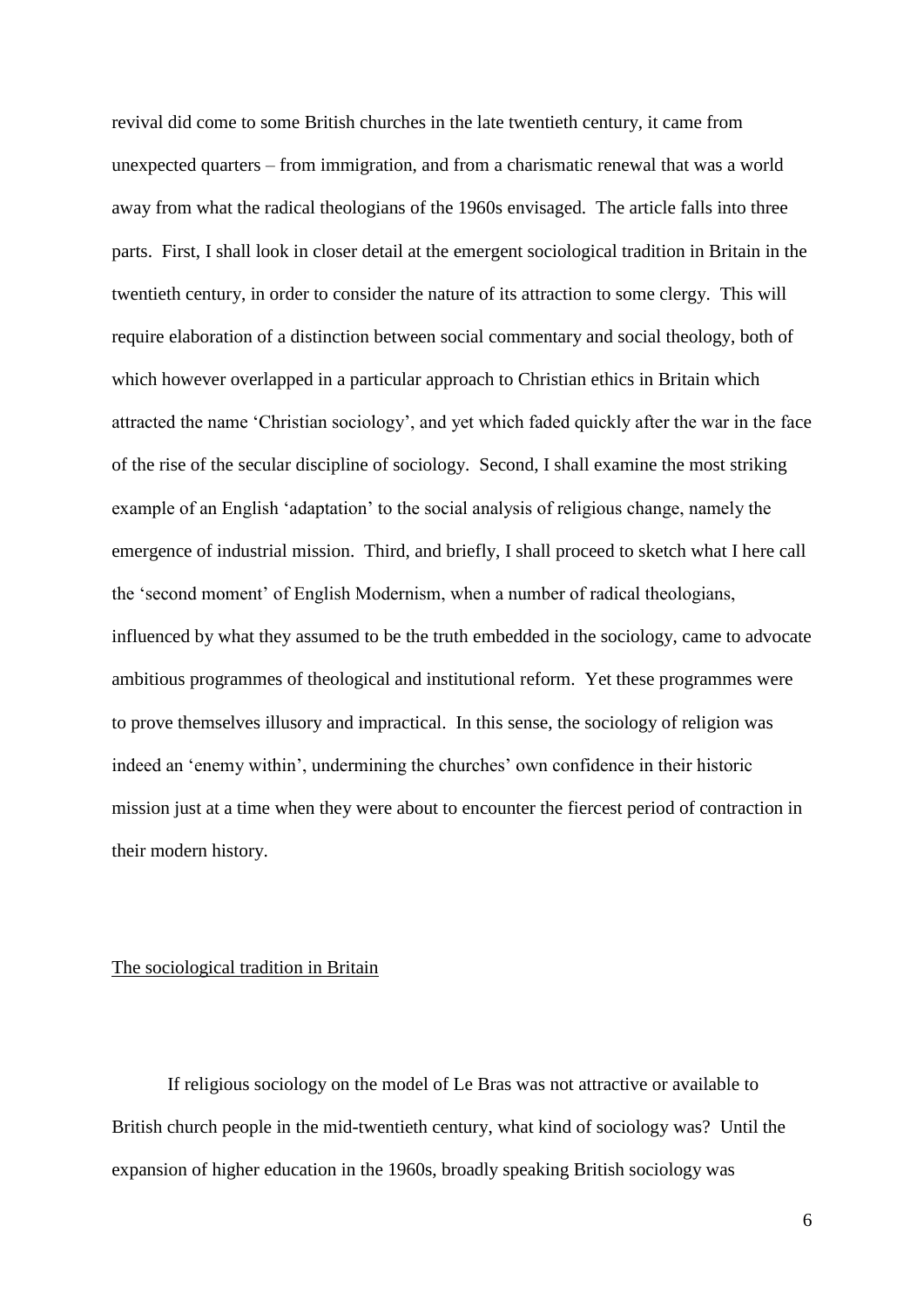revival did come to some British churches in the late twentieth century, it came from unexpected quarters – from immigration, and from a charismatic renewal that was a world away from what the radical theologians of the 1960s envisaged. The article falls into three parts. First, I shall look in closer detail at the emergent sociological tradition in Britain in the twentieth century, in order to consider the nature of its attraction to some clergy. This will require elaboration of a distinction between social commentary and social theology, both of which however overlapped in a particular approach to Christian ethics in Britain which attracted the name 'Christian sociology', and yet which faded quickly after the war in the face of the rise of the secular discipline of sociology. Second, I shall examine the most striking example of an English 'adaptation' to the social analysis of religious change, namely the emergence of industrial mission. Third, and briefly, I shall proceed to sketch what I here call the 'second moment' of English Modernism, when a number of radical theologians, influenced by what they assumed to be the truth embedded in the sociology, came to advocate ambitious programmes of theological and institutional reform. Yet these programmes were to prove themselves illusory and impractical. In this sense, the sociology of religion was indeed an 'enemy within', undermining the churches' own confidence in their historic mission just at a time when they were about to encounter the fiercest period of contraction in their modern history.

## The sociological tradition in Britain

If religious sociology on the model of Le Bras was not attractive or available to British church people in the mid-twentieth century, what kind of sociology was? Until the expansion of higher education in the 1960s, broadly speaking British sociology was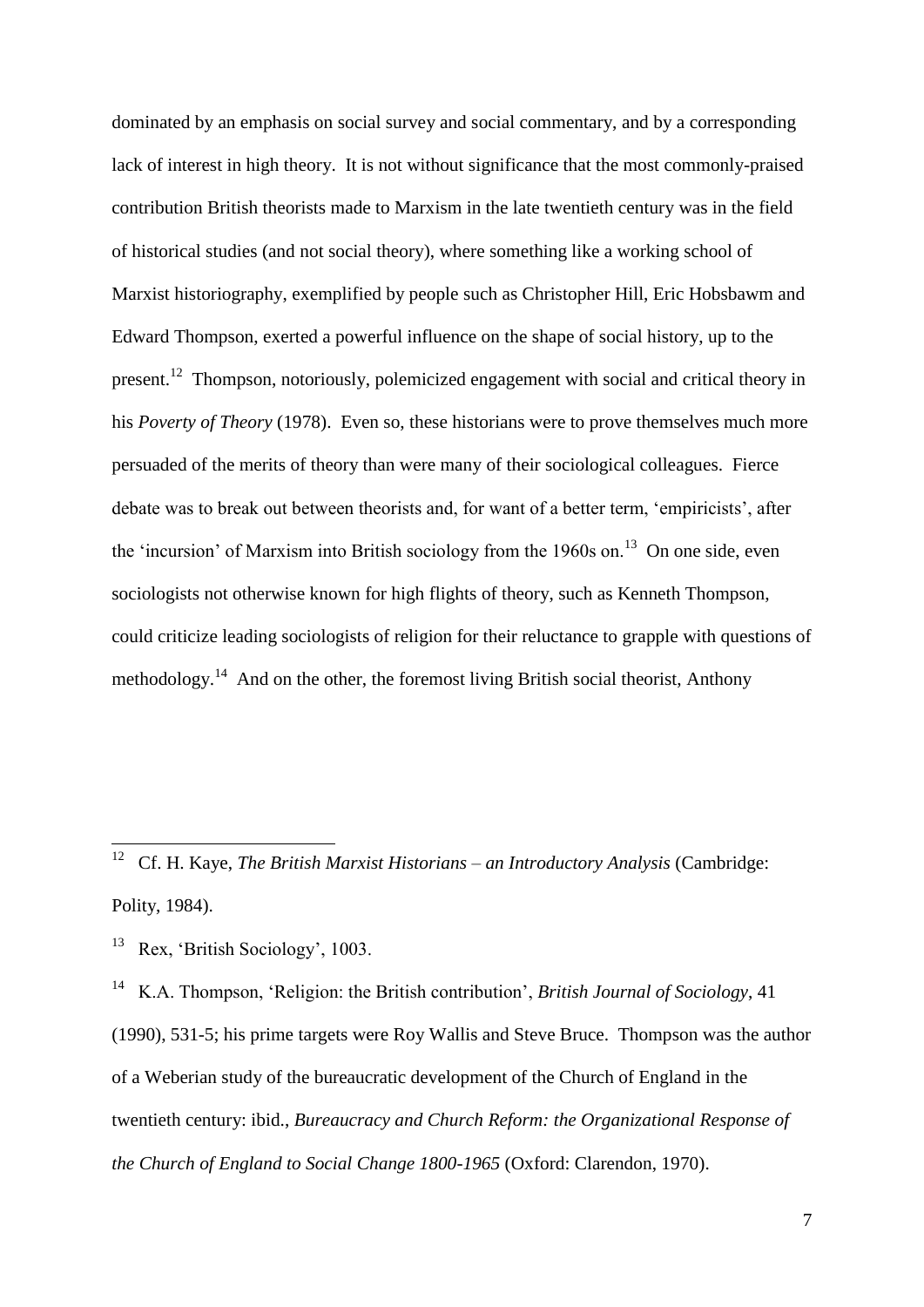dominated by an emphasis on social survey and social commentary, and by a corresponding lack of interest in high theory. It is not without significance that the most commonly-praised contribution British theorists made to Marxism in the late twentieth century was in the field of historical studies (and not social theory), where something like a working school of Marxist historiography, exemplified by people such as Christopher Hill, Eric Hobsbawm and Edward Thompson, exerted a powerful influence on the shape of social history, up to the present.[12] Thompson, notoriously, polemicized engagement with social and critical theory in his *Poverty of Theory* (1978). Even so, these historians were to prove themselves much more persuaded of the merits of theory than were many of their sociological colleagues. Fierce debate was to break out between theorists and, for want of a better term, 'empiricists', after the 'incursion' of Marxism into British sociology from the 1960s on.[13] On one side, even sociologists not otherwise known for high flights of theory, such as Kenneth Thompson, could criticize leading sociologists of religion for their reluctance to grapple with questions of methodology.[14] And on the other, the foremost living British social theorist, Anthony

---

[12] Cf. H. Kaye, *The British Marxist Historians – an Introductory Analysis* (Cambridge: Polity, 1984).

[13] Rex, 'British Sociology', 1003.

[14] K.A. Thompson, 'Religion: the British contribution', *British Journal of Sociology*, 41 (1990), 531-5; his prime targets were Roy Wallis and Steve Bruce. Thompson was the author of a Weberian study of the bureaucratic development of the Church of England in the twentieth century: ibid., *Bureaucracy and Church Reform: the Organizational Response of the Church of England to Social Change 1800-1965* (Oxford: Clarendon, 1970).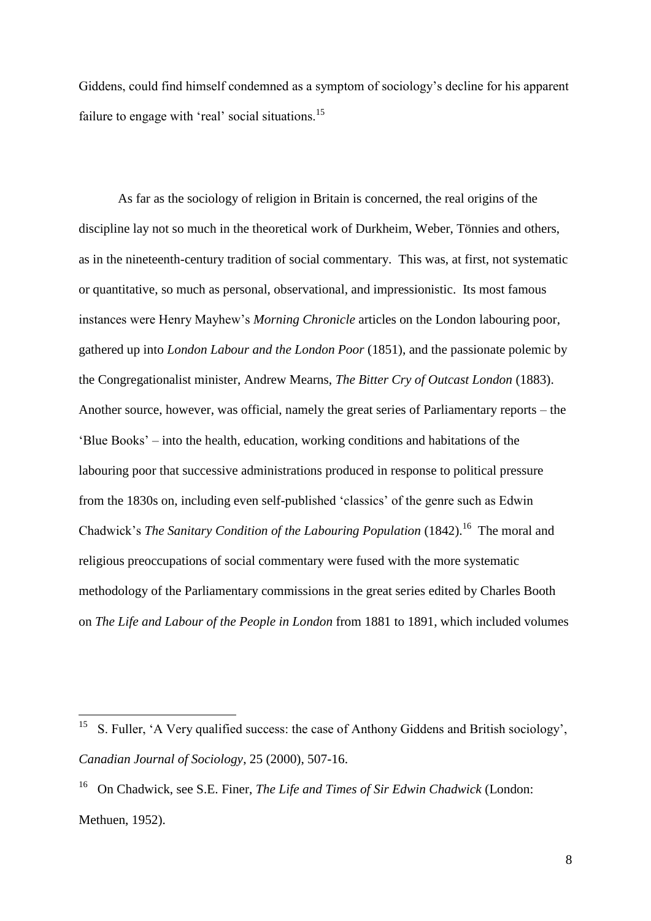Giddens, could find himself condemned as a symptom of sociology's decline for his apparent failure to engage with 'real' social situations.[15]

As far as the sociology of religion in Britain is concerned, the real origins of the discipline lay not so much in the theoretical work of Durkheim, Weber, Tönnies and others, as in the nineteenth-century tradition of social commentary. This was, at first, not systematic or quantitative, so much as personal, observational, and impressionistic. Its most famous instances were Henry Mayhew's *Morning Chronicle* articles on the London labouring poor, gathered up into *London Labour and the London Poor* (1851), and the passionate polemic by the Congregationalist minister, Andrew Mearns, *The Bitter Cry of Outcast London* (1883). Another source, however, was official, namely the great series of Parliamentary reports – the 'Blue Books' – into the health, education, working conditions and habitations of the labouring poor that successive administrations produced in response to political pressure from the 1830s on, including even self-published 'classics' of the genre such as Edwin Chadwick's *The Sanitary Condition of the Labouring Population* (1842).[16] The moral and religious preoccupations of social commentary were fused with the more systematic methodology of the Parliamentary commissions in the great series edited by Charles Booth on *The Life and Labour of the People in London* from 1881 to 1891, which included volumes

---

[15] S. Fuller, 'A Very qualified success: the case of Anthony Giddens and British sociology', *Canadian Journal of Sociology*, 25 (2000), 507-16.

[16] On Chadwick, see S.E. Finer, *The Life and Times of Sir Edwin Chadwick* (London: Methuen, 1952).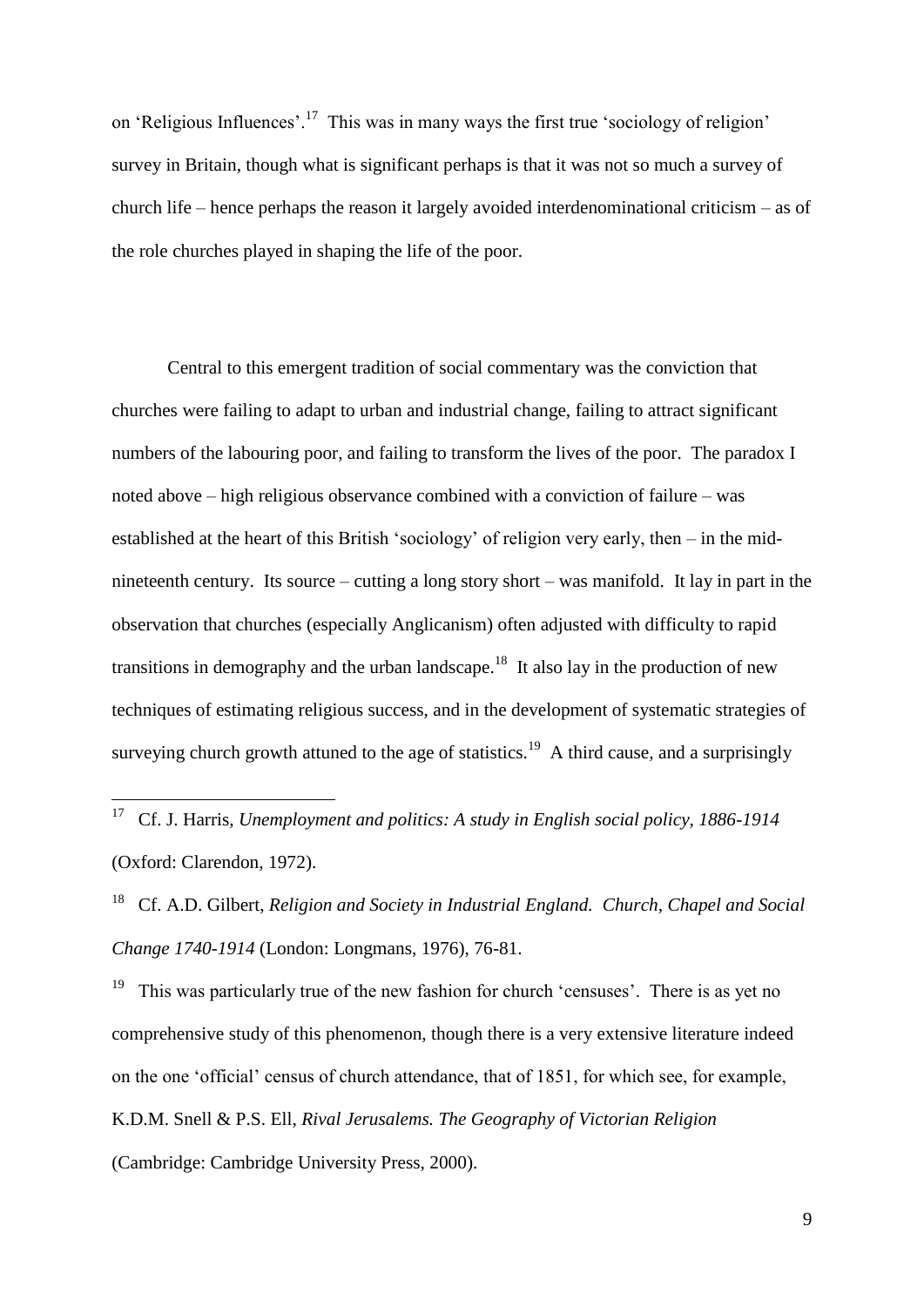on 'Religious Influences'.[17] This was in many ways the first true 'sociology of religion' survey in Britain, though what is significant perhaps is that it was not so much a survey of church life – hence perhaps the reason it largely avoided interdenominational criticism – as of the role churches played in shaping the life of the poor.

Central to this emergent tradition of social commentary was the conviction that churches were failing to adapt to urban and industrial change, failing to attract significant numbers of the labouring poor, and failing to transform the lives of the poor. The paradox I noted above – high religious observance combined with a conviction of failure – was established at the heart of this British 'sociology' of religion very early, then – in the mid-nineteenth century. Its source – cutting a long story short – was manifold. It lay in part in the observation that churches (especially Anglicanism) often adjusted with difficulty to rapid transitions in demography and the urban landscape.[18] It also lay in the production of new techniques of estimating religious success, and in the development of systematic strategies of surveying church growth attuned to the age of statistics.[19] A third cause, and a surprisingly

---

[17] Cf. J. Harris, *Unemployment and politics: A study in English social policy, 1886-1914* (Oxford: Clarendon, 1972).

[18] Cf. A.D. Gilbert, *Religion and Society in Industrial England. Church, Chapel and Social Change 1740-1914* (London: Longmans, 1976), 76-81.

[19] This was particularly true of the new fashion for church 'censuses'. There is as yet no comprehensive study of this phenomenon, though there is a very extensive literature indeed on the one 'official' census of church attendance, that of 1851, for which see, for example, K.D.M. Snell & P.S. Ell, *Rival Jerusalems. The Geography of Victorian Religion* (Cambridge: Cambridge University Press, 2000).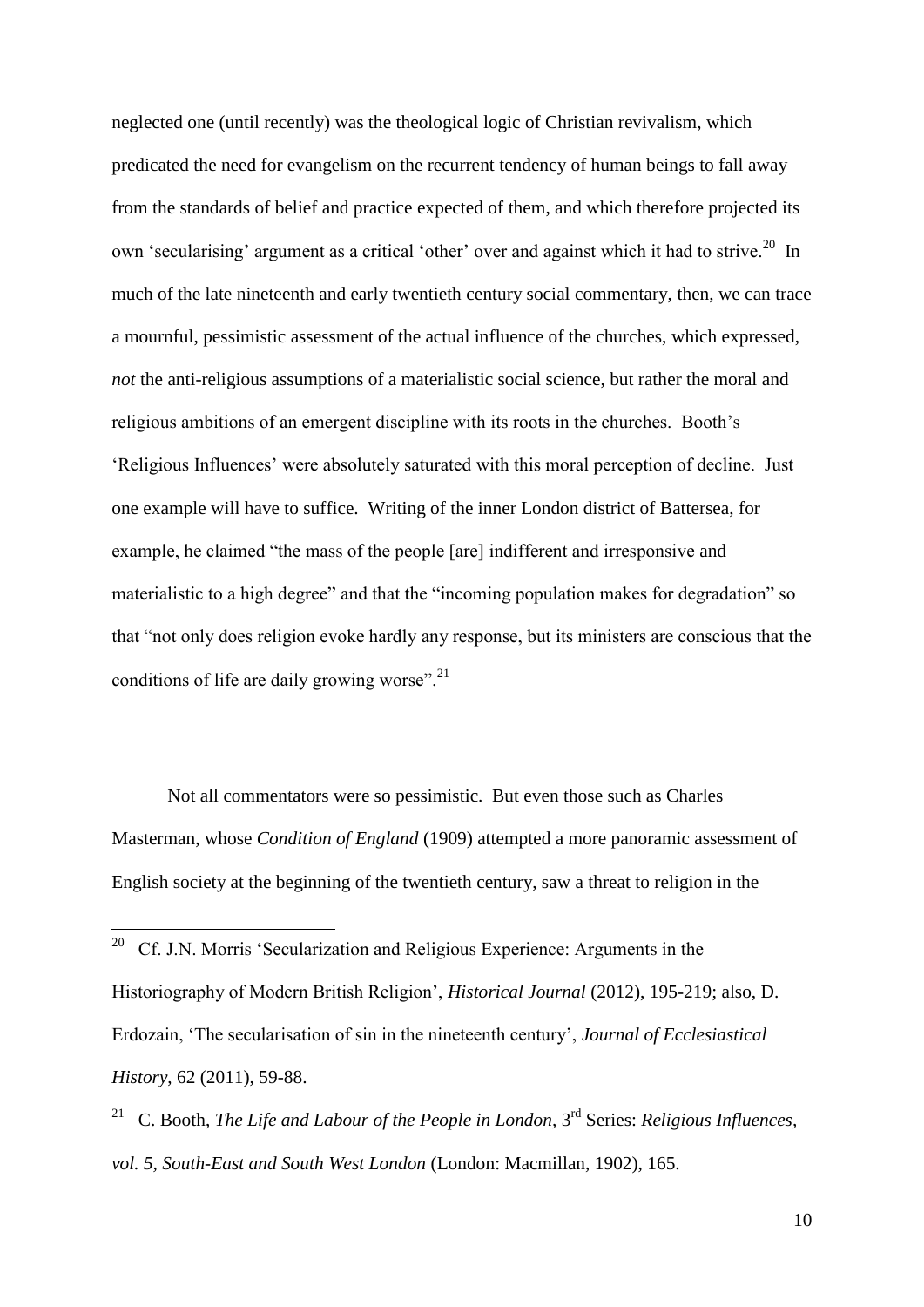neglected one (until recently) was the theological logic of Christian revivalism, which predicated the need for evangelism on the recurrent tendency of human beings to fall away from the standards of belief and practice expected of them, and which therefore projected its own 'secularising' argument as a critical 'other' over and against which it had to strive.[20] In much of the late nineteenth and early twentieth century social commentary, then, we can trace a mournful, pessimistic assessment of the actual influence of the churches, which expressed, *not* the anti-religious assumptions of a materialistic social science, but rather the moral and religious ambitions of an emergent discipline with its roots in the churches. Booth's 'Religious Influences' were absolutely saturated with this moral perception of decline. Just one example will have to suffice. Writing of the inner London district of Battersea, for example, he claimed "the mass of the people [are] indifferent and irresponsive and materialistic to a high degree" and that the "incoming population makes for degradation" so that "not only does religion evoke hardly any response, but its ministers are conscious that the conditions of life are daily growing worse".[21]

Not all commentators were so pessimistic. But even those such as Charles Masterman, whose *Condition of England* (1909) attempted a more panoramic assessment of English society at the beginning of the twentieth century, saw a threat to religion in the

---

[20] Cf. J.N. Morris 'Secularization and Religious Experience: Arguments in the Historiography of Modern British Religion', *Historical Journal* (2012), 195-219; also, D. Erdozain, 'The secularisation of sin in the nineteenth century', *Journal of Ecclesiastical History*, 62 (2011), 59-88.

[21] C. Booth, *The Life and Labour of the People in London*, 3rd Series: *Religious Influences, vol. 5, South-East and South West London* (London: Macmillan, 1902), 165.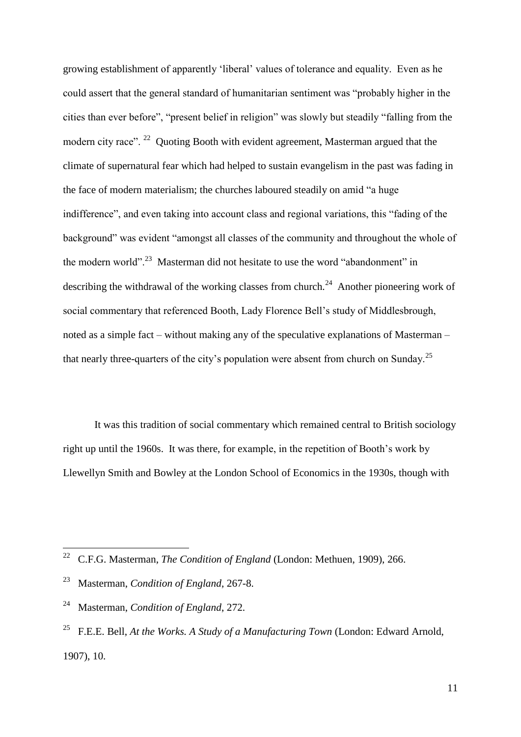growing establishment of apparently 'liberal' values of tolerance and equality. Even as he could assert that the general standard of humanitarian sentiment was "probably higher in the cities than ever before", "present belief in religion" was slowly but steadily "falling from the modern city race".[22] Quoting Booth with evident agreement, Masterman argued that the climate of supernatural fear which had helped to sustain evangelism in the past was fading in the face of modern materialism; the churches laboured steadily on amid "a huge indifference", and even taking into account class and regional variations, this "fading of the background" was evident "amongst all classes of the community and throughout the whole of the modern world".[23] Masterman did not hesitate to use the word "abandonment" in describing the withdrawal of the working classes from church.[24] Another pioneering work of social commentary that referenced Booth, Lady Florence Bell's study of Middlesbrough, noted as a simple fact – without making any of the speculative explanations of Masterman – that nearly three-quarters of the city's population were absent from church on Sunday.[25]

It was this tradition of social commentary which remained central to British sociology right up until the 1960s. It was there, for example, in the repetition of Booth's work by Llewellyn Smith and Bowley at the London School of Economics in the 1930s, though with

---

[22] C.F.G. Masterman, *The Condition of England* (London: Methuen, 1909), 266.

[23] Masterman, *Condition of England*, 267-8.

[24] Masterman, *Condition of England*, 272.

[25] F.E.E. Bell, *At the Works. A Study of a Manufacturing Town* (London: Edward Arnold, 1907), 10.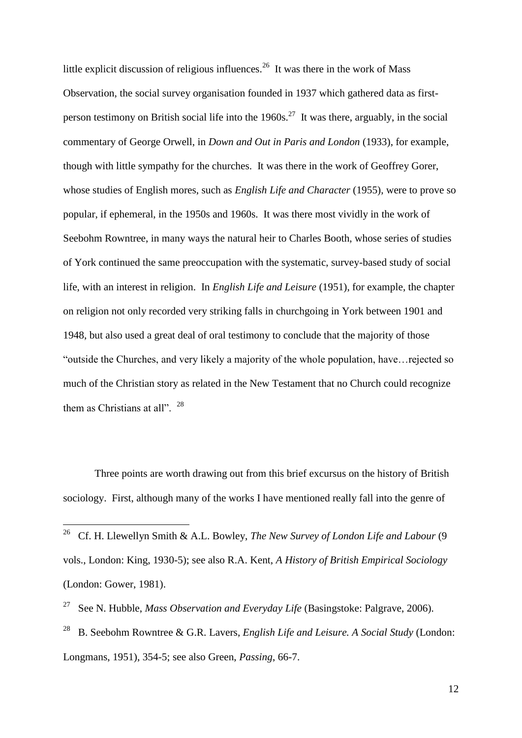little explicit discussion of religious influences.[26] It was there in the work of Mass Observation, the social survey organisation founded in 1937 which gathered data as first-person testimony on British social life into the 1960s.[27] It was there, arguably, in the social commentary of George Orwell, in *Down and Out in Paris and London* (1933), for example, though with little sympathy for the churches. It was there in the work of Geoffrey Gorer, whose studies of English mores, such as *English Life and Character* (1955), were to prove so popular, if ephemeral, in the 1950s and 1960s. It was there most vividly in the work of Seebohm Rowntree, in many ways the natural heir to Charles Booth, whose series of studies of York continued the same preoccupation with the systematic, survey-based study of social life, with an interest in religion. In *English Life and Leisure* (1951), for example, the chapter on religion not only recorded very striking falls in churchgoing in York between 1901 and 1948, but also used a great deal of oral testimony to conclude that the majority of those "outside the Churches, and very likely a majority of the whole population, have…rejected so much of the Christian story as related in the New Testament that no Church could recognize them as Christians at all". [28]

Three points are worth drawing out from this brief excursus on the history of British sociology. First, although many of the works I have mentioned really fall into the genre of

---

[26] Cf. H. Llewellyn Smith & A.L. Bowley, *The New Survey of London Life and Labour* (9 vols., London: King, 1930-5); see also R.A. Kent, *A History of British Empirical Sociology* (London: Gower, 1981).

[27] See N. Hubble, *Mass Observation and Everyday Life* (Basingstoke: Palgrave, 2006).

[28] B. Seebohm Rowntree & G.R. Lavers, *English Life and Leisure. A Social Study* (London: Longmans, 1951), 354-5; see also Green, *Passing*, 66-7.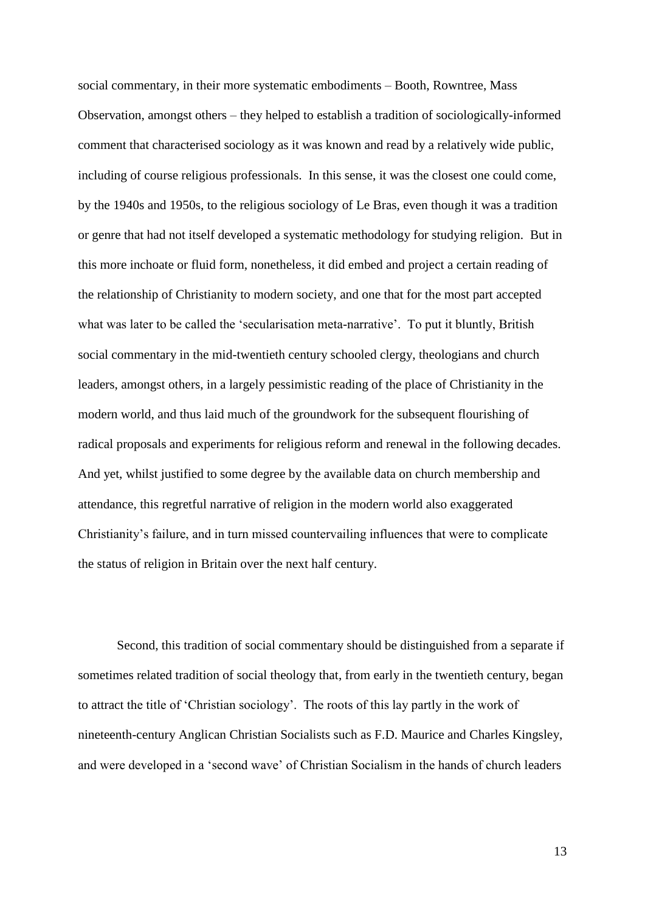social commentary, in their more systematic embodiments – Booth, Rowntree, Mass Observation, amongst others – they helped to establish a tradition of sociologically-informed comment that characterised sociology as it was known and read by a relatively wide public, including of course religious professionals. In this sense, it was the closest one could come, by the 1940s and 1950s, to the religious sociology of Le Bras, even though it was a tradition or genre that had not itself developed a systematic methodology for studying religion. But in this more inchoate or fluid form, nonetheless, it did embed and project a certain reading of the relationship of Christianity to modern society, and one that for the most part accepted what was later to be called the 'secularisation meta-narrative'. To put it bluntly, British social commentary in the mid-twentieth century schooled clergy, theologians and church leaders, amongst others, in a largely pessimistic reading of the place of Christianity in the modern world, and thus laid much of the groundwork for the subsequent flourishing of radical proposals and experiments for religious reform and renewal in the following decades. And yet, whilst justified to some degree by the available data on church membership and attendance, this regretful narrative of religion in the modern world also exaggerated Christianity's failure, and in turn missed countervailing influences that were to complicate the status of religion in Britain over the next half century.

Second, this tradition of social commentary should be distinguished from a separate if sometimes related tradition of social theology that, from early in the twentieth century, began to attract the title of 'Christian sociology'. The roots of this lay partly in the work of nineteenth-century Anglican Christian Socialists such as F.D. Maurice and Charles Kingsley, and were developed in a 'second wave' of Christian Socialism in the hands of church leaders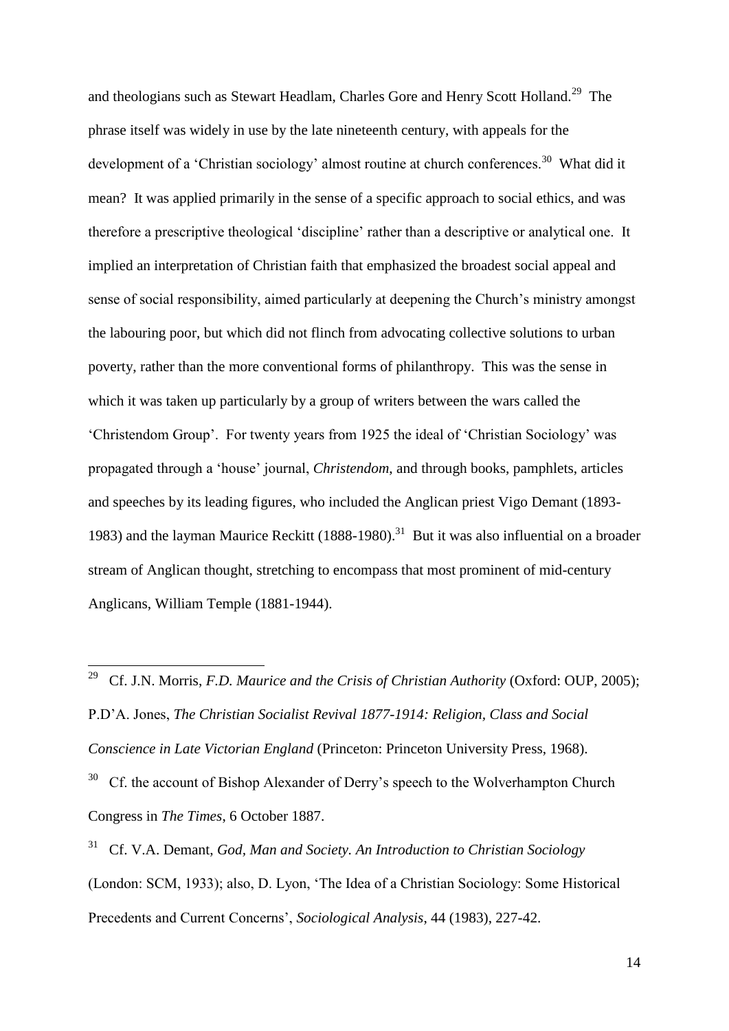and theologians such as Stewart Headlam, Charles Gore and Henry Scott Holland.[29] The phrase itself was widely in use by the late nineteenth century, with appeals for the development of a 'Christian sociology' almost routine at church conferences.[30] What did it mean? It was applied primarily in the sense of a specific approach to social ethics, and was therefore a prescriptive theological 'discipline' rather than a descriptive or analytical one. It implied an interpretation of Christian faith that emphasized the broadest social appeal and sense of social responsibility, aimed particularly at deepening the Church's ministry amongst the labouring poor, but which did not flinch from advocating collective solutions to urban poverty, rather than the more conventional forms of philanthropy. This was the sense in which it was taken up particularly by a group of writers between the wars called the 'Christendom Group'. For twenty years from 1925 the ideal of 'Christian Sociology' was propagated through a 'house' journal, *Christendom,* and through books, pamphlets, articles and speeches by its leading figures, who included the Anglican priest Vigo Demant (1893-1983) and the layman Maurice Reckitt (1888-1980).[31] But it was also influential on a broader stream of Anglican thought, stretching to encompass that most prominent of mid-century Anglicans, William Temple (1881-1944).

---

[29] Cf. J.N. Morris, *F.D. Maurice and the Crisis of Christian Authority* (Oxford: OUP, 2005); P.D'A. Jones, *The Christian Socialist Revival 1877-1914: Religion, Class and Social Conscience in Late Victorian England* (Princeton: Princeton University Press, 1968).

[30] Cf. the account of Bishop Alexander of Derry's speech to the Wolverhampton Church Congress in *The Times*, 6 October 1887.

[31] Cf. V.A. Demant, *God, Man and Society. An Introduction to Christian Sociology* (London: SCM, 1933); also, D. Lyon, 'The Idea of a Christian Sociology: Some Historical Precedents and Current Concerns', *Sociological Analysis*, 44 (1983), 227-42.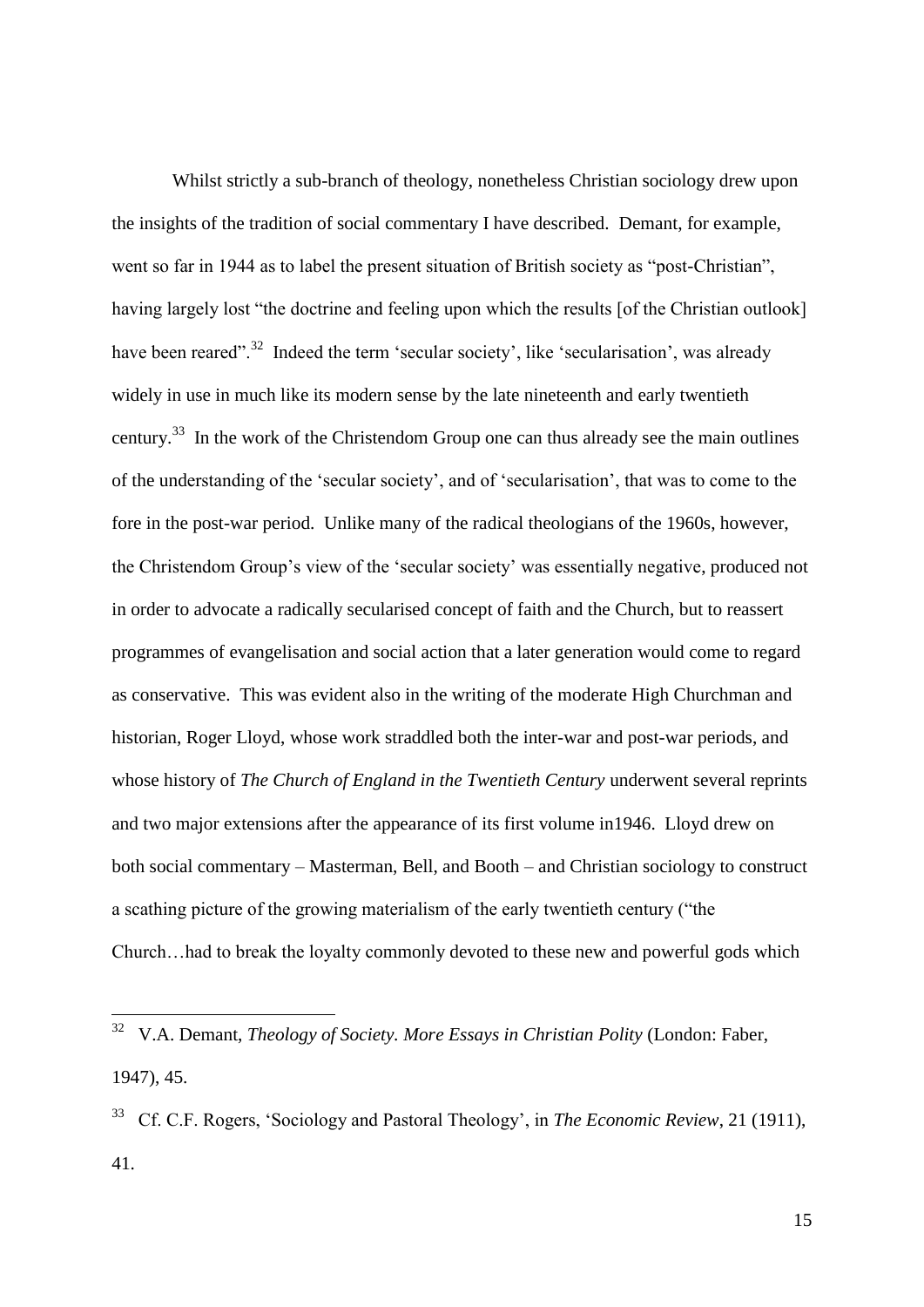Whilst strictly a sub-branch of theology, nonetheless Christian sociology drew upon the insights of the tradition of social commentary I have described. Demant, for example, went so far in 1944 as to label the present situation of British society as "post-Christian", having largely lost "the doctrine and feeling upon which the results [of the Christian outlook] have been reared".[32] Indeed the term 'secular society', like 'secularisation', was already widely in use in much like its modern sense by the late nineteenth and early twentieth century.[33] In the work of the Christendom Group one can thus already see the main outlines of the understanding of the 'secular society', and of 'secularisation', that was to come to the fore in the post-war period. Unlike many of the radical theologians of the 1960s, however, the Christendom Group's view of the 'secular society' was essentially negative, produced not in order to advocate a radically secularised concept of faith and the Church, but to reassert programmes of evangelisation and social action that a later generation would come to regard as conservative. This was evident also in the writing of the moderate High Churchman and historian, Roger Lloyd, whose work straddled both the inter-war and post-war periods, and whose history of *The Church of England in the Twentieth Century* underwent several reprints and two major extensions after the appearance of its first volume in1946. Lloyd drew on both social commentary – Masterman, Bell, and Booth – and Christian sociology to construct a scathing picture of the growing materialism of the early twentieth century ("the Church…had to break the loyalty commonly devoted to these new and powerful gods which

---

[32] V.A. Demant, *Theology of Society. More Essays in Christian Polity* (London: Faber, 1947), 45.

[33] Cf. C.F. Rogers, 'Sociology and Pastoral Theology', in *The Economic Review*, 21 (1911), 41.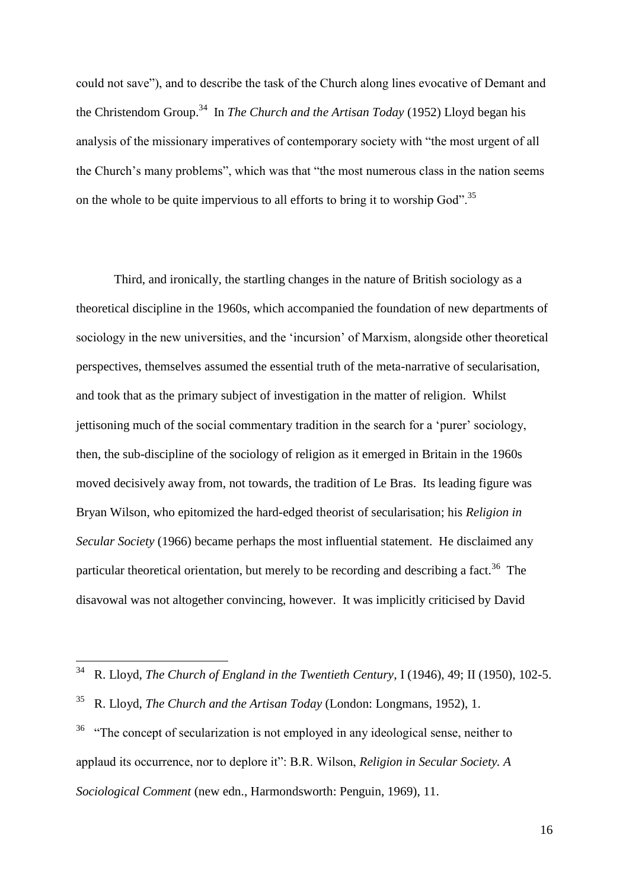could not save"), and to describe the task of the Church along lines evocative of Demant and the Christendom Group.[34] In *The Church and the Artisan Today* (1952) Lloyd began his analysis of the missionary imperatives of contemporary society with "the most urgent of all the Church's many problems", which was that "the most numerous class in the nation seems on the whole to be quite impervious to all efforts to bring it to worship God".[35]

Third, and ironically, the startling changes in the nature of British sociology as a theoretical discipline in the 1960s, which accompanied the foundation of new departments of sociology in the new universities, and the 'incursion' of Marxism, alongside other theoretical perspectives, themselves assumed the essential truth of the meta-narrative of secularisation, and took that as the primary subject of investigation in the matter of religion. Whilst jettisoning much of the social commentary tradition in the search for a 'purer' sociology, then, the sub-discipline of the sociology of religion as it emerged in Britain in the 1960s moved decisively away from, not towards, the tradition of Le Bras. Its leading figure was Bryan Wilson, who epitomized the hard-edged theorist of secularisation; his *Religion in Secular Society* (1966) became perhaps the most influential statement. He disclaimed any particular theoretical orientation, but merely to be recording and describing a fact.[36] The disavowal was not altogether convincing, however. It was implicitly criticised by David

---

[34] R. Lloyd, *The Church of England in the Twentieth Century*, I (1946), 49; II (1950), 102-5.

[35] R. Lloyd, *The Church and the Artisan Today* (London: Longmans, 1952), 1.

[36] "The concept of secularization is not employed in any ideological sense, neither to applaud its occurrence, nor to deplore it": B.R. Wilson, *Religion in Secular Society. A Sociological Comment* (new edn., Harmondsworth: Penguin, 1969), 11.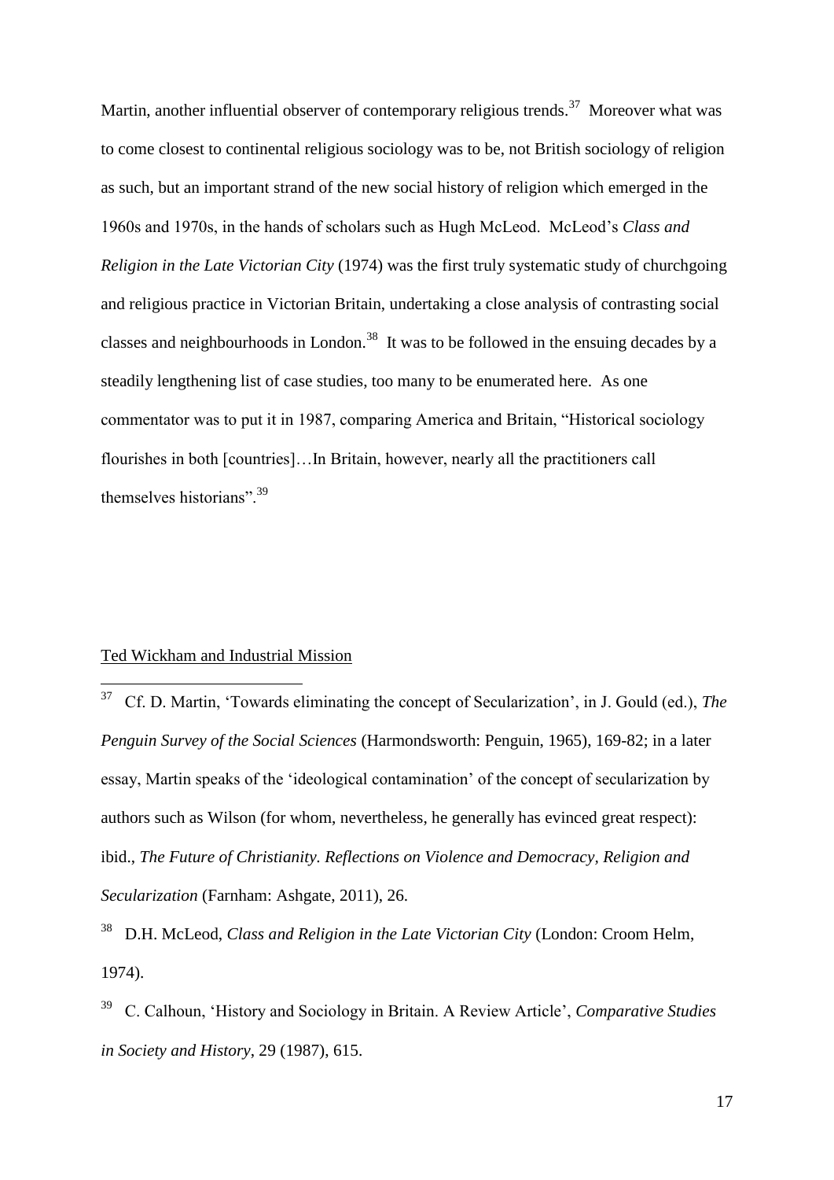Martin, another influential observer of contemporary religious trends.[37] Moreover what was to come closest to continental religious sociology was to be, not British sociology of religion as such, but an important strand of the new social history of religion which emerged in the 1960s and 1970s, in the hands of scholars such as Hugh McLeod. McLeod's *Class and Religion in the Late Victorian City* (1974) was the first truly systematic study of churchgoing and religious practice in Victorian Britain, undertaking a close analysis of contrasting social classes and neighbourhoods in London.[38] It was to be followed in the ensuing decades by a steadily lengthening list of case studies, too many to be enumerated here. As one commentator was to put it in 1987, comparing America and Britain, "Historical sociology flourishes in both [countries]…In Britain, however, nearly all the practitioners call themselves historians".[39]

## Ted Wickham and Industrial Mission

[37] Cf. D. Martin, 'Towards eliminating the concept of Secularization', in J. Gould (ed.), *The Penguin Survey of the Social Sciences* (Harmondsworth: Penguin, 1965), 169-82; in a later essay, Martin speaks of the 'ideological contamination' of the concept of secularization by authors such as Wilson (for whom, nevertheless, he generally has evinced great respect): ibid., *The Future of Christianity. Reflections on Violence and Democracy, Religion and Secularization* (Farnham: Ashgate, 2011), 26.

[38] D.H. McLeod, *Class and Religion in the Late Victorian City* (London: Croom Helm, 1974).

[39] C. Calhoun, 'History and Sociology in Britain. A Review Article', *Comparative Studies in Society and History*, 29 (1987), 615.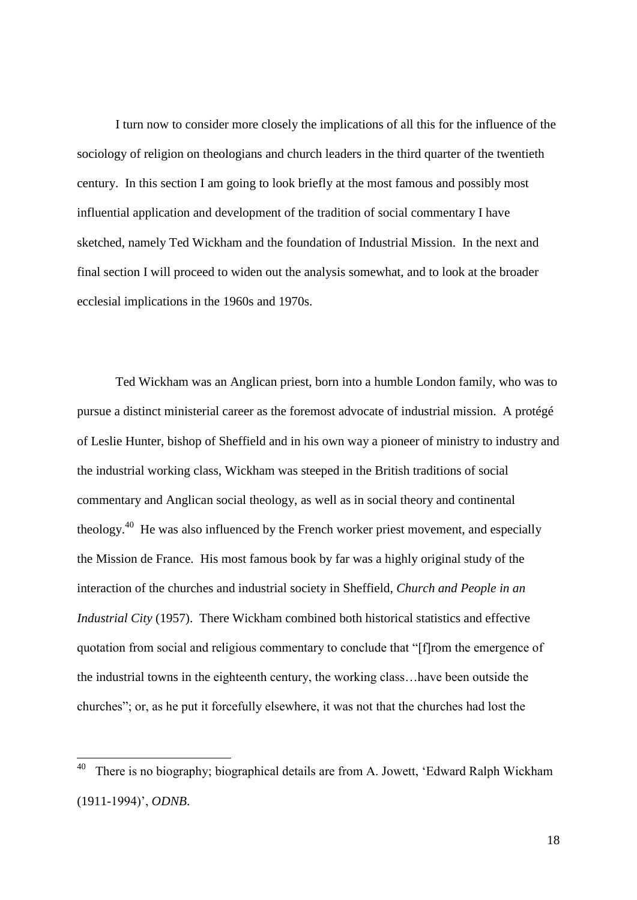I turn now to consider more closely the implications of all this for the influence of the sociology of religion on theologians and church leaders in the third quarter of the twentieth century. In this section I am going to look briefly at the most famous and possibly most influential application and development of the tradition of social commentary I have sketched, namely Ted Wickham and the foundation of Industrial Mission. In the next and final section I will proceed to widen out the analysis somewhat, and to look at the broader ecclesial implications in the 1960s and 1970s.

Ted Wickham was an Anglican priest, born into a humble London family, who was to pursue a distinct ministerial career as the foremost advocate of industrial mission. A protégé of Leslie Hunter, bishop of Sheffield and in his own way a pioneer of ministry to industry and the industrial working class, Wickham was steeped in the British traditions of social commentary and Anglican social theology, as well as in social theory and continental theology.[40] He was also influenced by the French worker priest movement, and especially the Mission de France. His most famous book by far was a highly original study of the interaction of the churches and industrial society in Sheffield, *Church and People in an Industrial City* (1957). There Wickham combined both historical statistics and effective quotation from social and religious commentary to conclude that "[f]rom the emergence of the industrial towns in the eighteenth century, the working class…have been outside the churches"; or, as he put it forcefully elsewhere, it was not that the churches had lost the

---

[40] There is no biography; biographical details are from A. Jowett, 'Edward Ralph Wickham (1911-1994)', *ODNB*.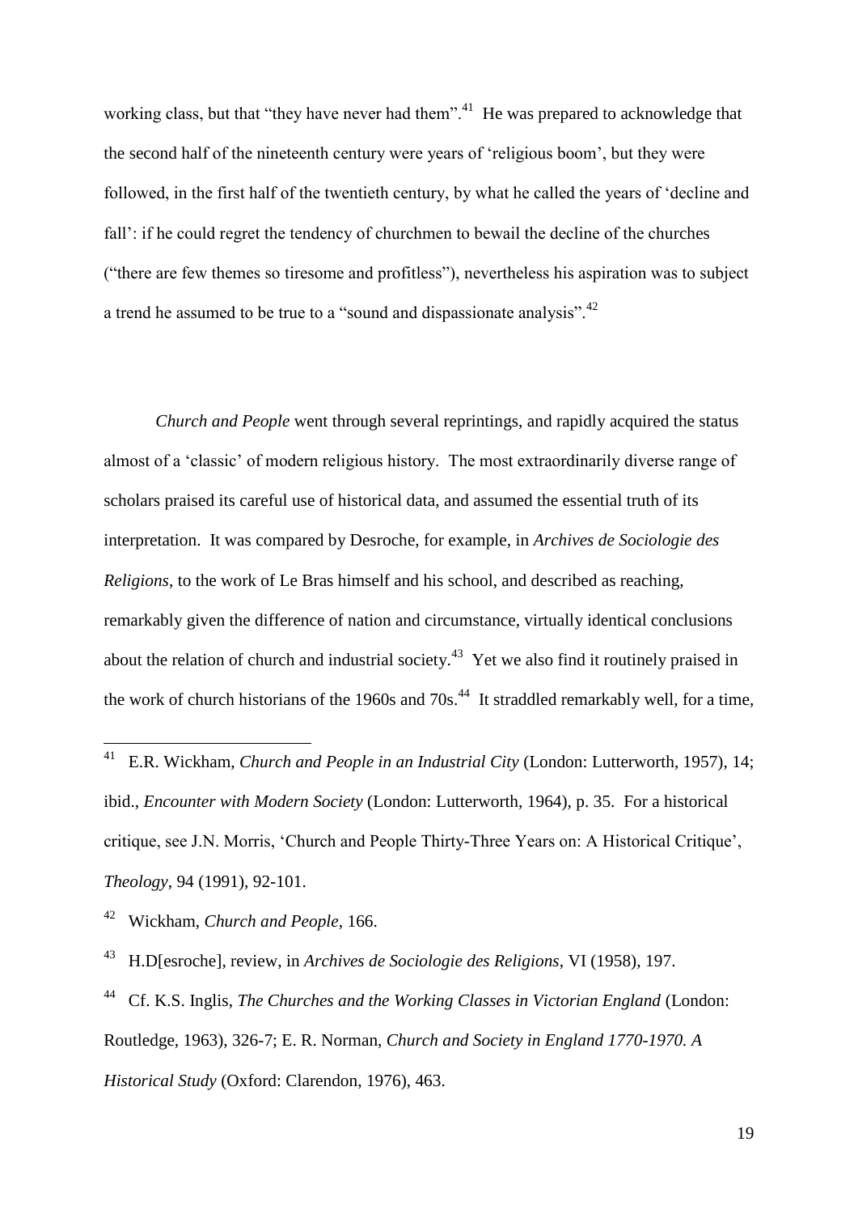working class, but that "they have never had them".[41] He was prepared to acknowledge that the second half of the nineteenth century were years of 'religious boom', but they were followed, in the first half of the twentieth century, by what he called the years of 'decline and fall': if he could regret the tendency of churchmen to bewail the decline of the churches ("there are few themes so tiresome and profitless"), nevertheless his aspiration was to subject a trend he assumed to be true to a "sound and dispassionate analysis".[42]

*Church and People* went through several reprintings, and rapidly acquired the status almost of a 'classic' of modern religious history. The most extraordinarily diverse range of scholars praised its careful use of historical data, and assumed the essential truth of its interpretation. It was compared by Desroche, for example, in *Archives de Sociologie des Religions*, to the work of Le Bras himself and his school, and described as reaching, remarkably given the difference of nation and circumstance, virtually identical conclusions about the relation of church and industrial society.[43] Yet we also find it routinely praised in the work of church historians of the 1960s and 70s.[44] It straddled remarkably well, for a time,

---

[41] E.R. Wickham, *Church and People in an Industrial City* (London: Lutterworth, 1957), 14; ibid., *Encounter with Modern Society* (London: Lutterworth, 1964), p. 35. For a historical critique, see J.N. Morris, 'Church and People Thirty-Three Years on: A Historical Critique', *Theology*, 94 (1991), 92-101.

[42] Wickham, *Church and People*, 166.

[43] H.D[esroche], review, in *Archives de Sociologie des Religions*, VI (1958), 197.

[44] Cf. K.S. Inglis, *The Churches and the Working Classes in Victorian England* (London: Routledge, 1963), 326-7; E. R. Norman, *Church and Society in England 1770-1970. A Historical Study* (Oxford: Clarendon, 1976), 463.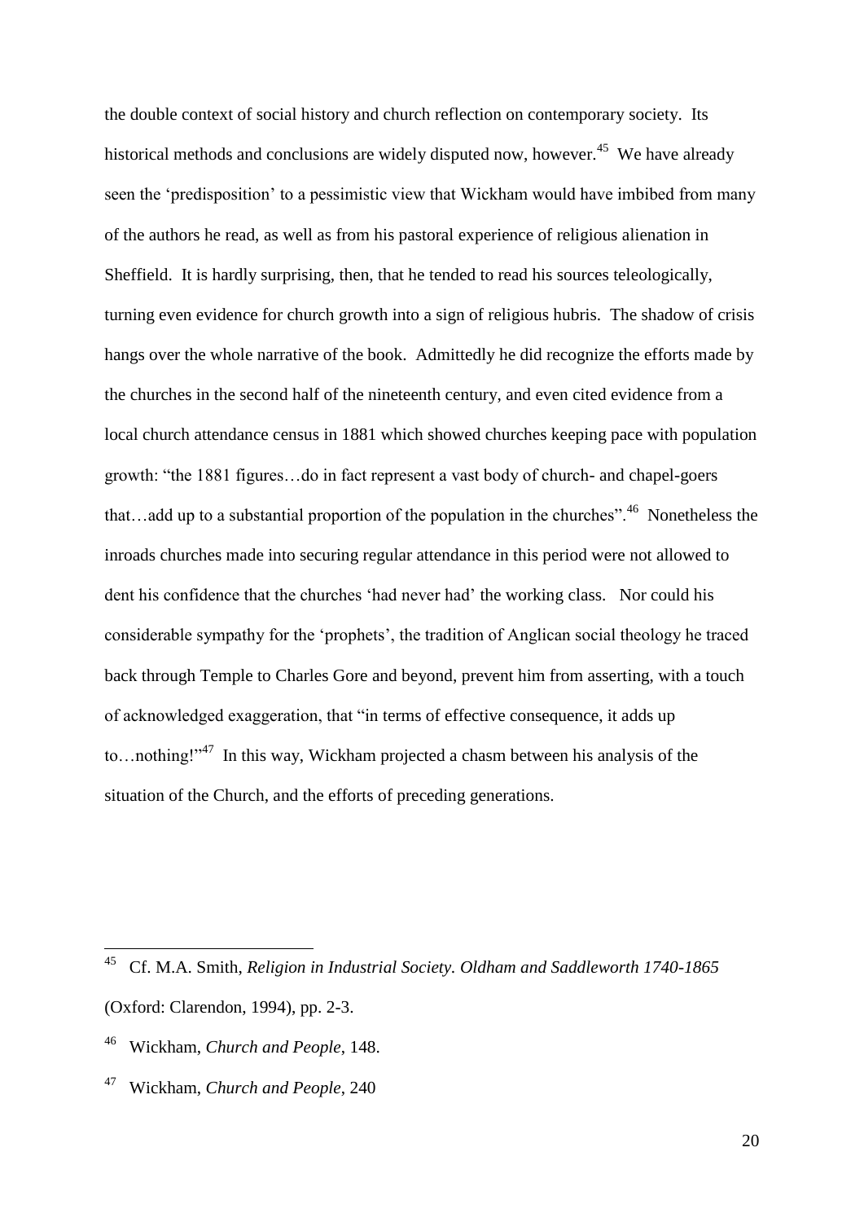the double context of social history and church reflection on contemporary society. Its historical methods and conclusions are widely disputed now, however.[45] We have already seen the 'predisposition' to a pessimistic view that Wickham would have imbibed from many of the authors he read, as well as from his pastoral experience of religious alienation in Sheffield. It is hardly surprising, then, that he tended to read his sources teleologically, turning even evidence for church growth into a sign of religious hubris. The shadow of crisis hangs over the whole narrative of the book. Admittedly he did recognize the efforts made by the churches in the second half of the nineteenth century, and even cited evidence from a local church attendance census in 1881 which showed churches keeping pace with population growth: "the 1881 figures…do in fact represent a vast body of church- and chapel-goers that…add up to a substantial proportion of the population in the churches".[46] Nonetheless the inroads churches made into securing regular attendance in this period were not allowed to dent his confidence that the churches 'had never had' the working class. Nor could his considerable sympathy for the 'prophets', the tradition of Anglican social theology he traced back through Temple to Charles Gore and beyond, prevent him from asserting, with a touch of acknowledged exaggeration, that "in terms of effective consequence, it adds up to…nothing!"[47] In this way, Wickham projected a chasm between his analysis of the situation of the Church, and the efforts of preceding generations.

---

[45] Cf. M.A. Smith, *Religion in Industrial Society. Oldham and Saddleworth 1740-1865* (Oxford: Clarendon, 1994), pp. 2-3.

[46] Wickham, *Church and People*, 148.

[47] Wickham, *Church and People*, 240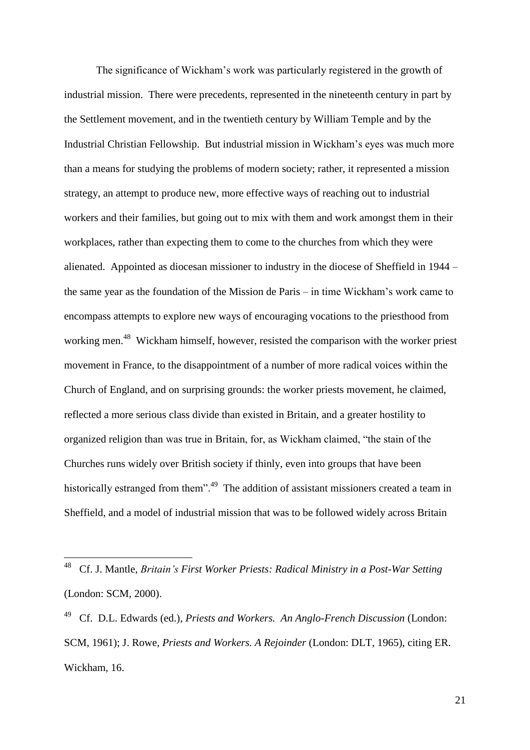The significance of Wickham's work was particularly registered in the growth of industrial mission. There were precedents, represented in the nineteenth century in part by the Settlement movement, and in the twentieth century by William Temple and by the Industrial Christian Fellowship. But industrial mission in Wickham's eyes was much more than a means for studying the problems of modern society; rather, it represented a mission strategy, an attempt to produce new, more effective ways of reaching out to industrial workers and their families, but going out to mix with them and work amongst them in their workplaces, rather than expecting them to come to the churches from which they were alienated. Appointed as diocesan missioner to industry in the diocese of Sheffield in 1944 – the same year as the foundation of the Mission de Paris – in time Wickham's work came to encompass attempts to explore new ways of encouraging vocations to the priesthood from working men.[48] Wickham himself, however, resisted the comparison with the worker priest movement in France, to the disappointment of a number of more radical voices within the Church of England, and on surprising grounds: the worker priests movement, he claimed, reflected a more serious class divide than existed in Britain, and a greater hostility to organized religion than was true in Britain, for, as Wickham claimed, "the stain of the Churches runs widely over British society if thinly, even into groups that have been historically estranged from them".[49] The addition of assistant missioners created a team in Sheffield, and a model of industrial mission that was to be followed widely across Britain

---

[48] Cf. J. Mantle, *Britain's First Worker Priests: Radical Ministry in a Post-War Setting* (London: SCM, 2000).

[49] Cf. D.L. Edwards (ed.), *Priests and Workers. An Anglo-French Discussion* (London: SCM, 1961); J. Rowe, *Priests and Workers. A Rejoinder* (London: DLT, 1965), citing ER. Wickham, 16.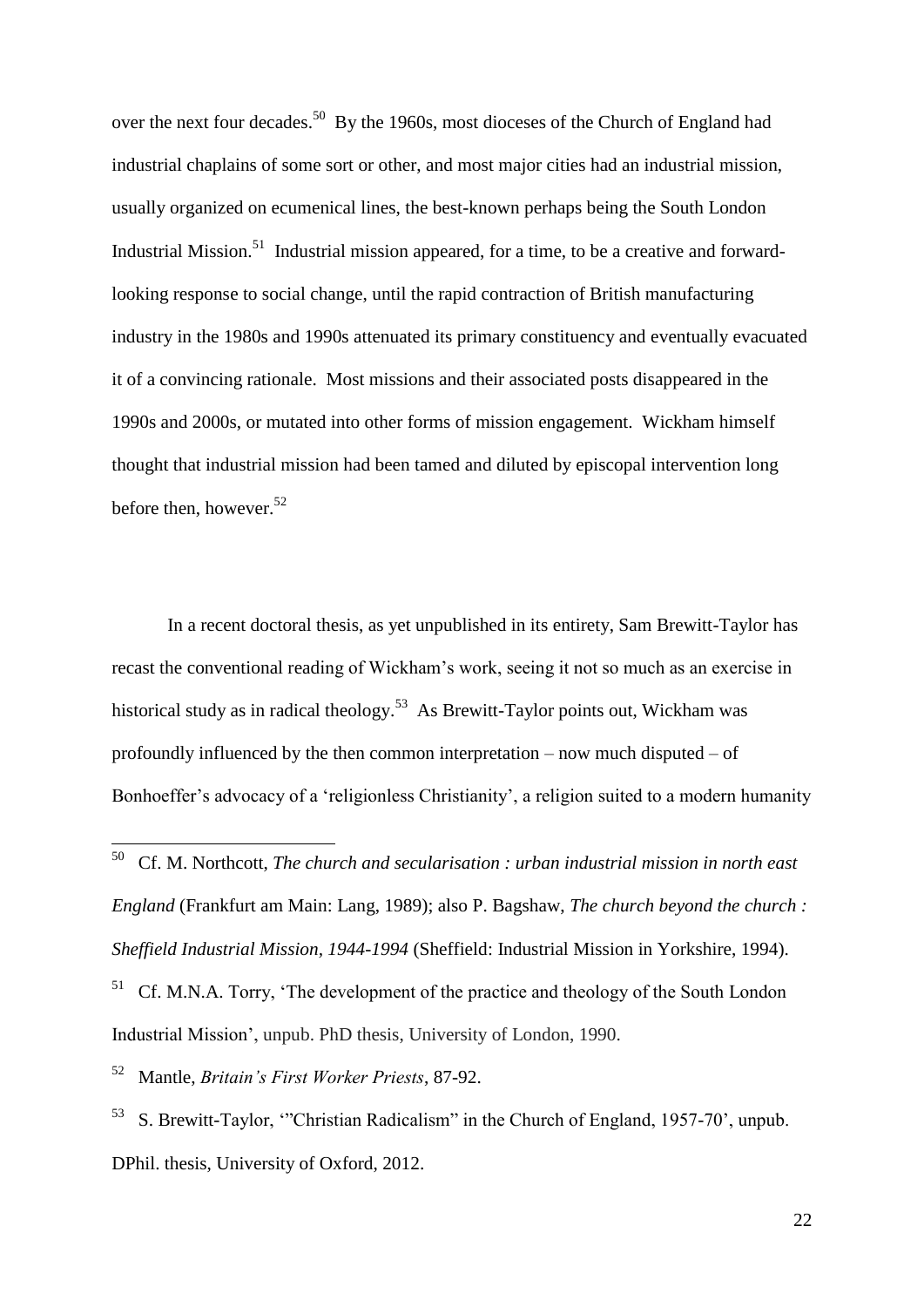over the next four decades.[50] By the 1960s, most dioceses of the Church of England had industrial chaplains of some sort or other, and most major cities had an industrial mission, usually organized on ecumenical lines, the best-known perhaps being the South London Industrial Mission.[51] Industrial mission appeared, for a time, to be a creative and forward-looking response to social change, until the rapid contraction of British manufacturing industry in the 1980s and 1990s attenuated its primary constituency and eventually evacuated it of a convincing rationale. Most missions and their associated posts disappeared in the 1990s and 2000s, or mutated into other forms of mission engagement. Wickham himself thought that industrial mission had been tamed and diluted by episcopal intervention long before then, however.[52]

In a recent doctoral thesis, as yet unpublished in its entirety, Sam Brewitt-Taylor has recast the conventional reading of Wickham's work, seeing it not so much as an exercise in historical study as in radical theology.[53] As Brewitt-Taylor points out, Wickham was profoundly influenced by the then common interpretation – now much disputed – of Bonhoeffer's advocacy of a 'religionless Christianity', a religion suited to a modern humanity

---

[50] Cf. M. Northcott, *The church and secularisation : urban industrial mission in north east England* (Frankfurt am Main: Lang, 1989); also P. Bagshaw, *The church beyond the church : Sheffield Industrial Mission, 1944-1994* (Sheffield: Industrial Mission in Yorkshire, 1994).

[51] Cf. M.N.A. Torry, 'The development of the practice and theology of the South London Industrial Mission', unpub. PhD thesis, University of London, 1990.

[52] Mantle, *Britain's First Worker Priests*, 87-92.

[53] S. Brewitt-Taylor, '"Christian Radicalism" in the Church of England, 1957-70', unpub. DPhil. thesis, University of Oxford, 2012.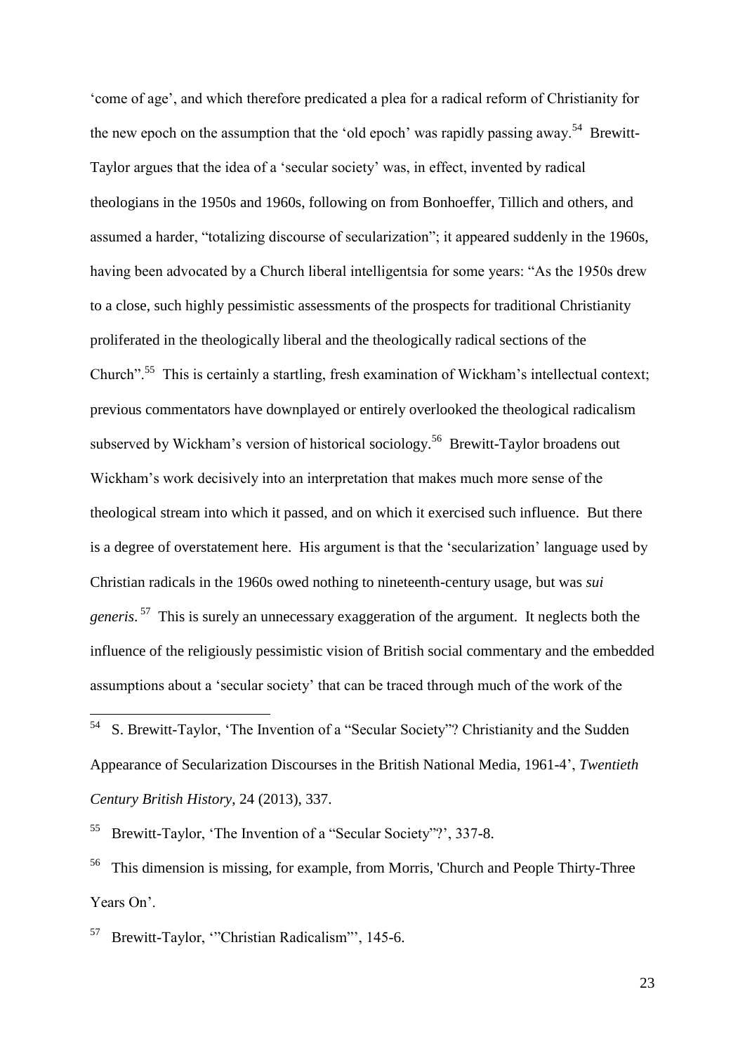'come of age', and which therefore predicated a plea for a radical reform of Christianity for the new epoch on the assumption that the 'old epoch' was rapidly passing away.[54] Brewitt-Taylor argues that the idea of a 'secular society' was, in effect, invented by radical theologians in the 1950s and 1960s, following on from Bonhoeffer, Tillich and others, and assumed a harder, "totalizing discourse of secularization"; it appeared suddenly in the 1960s, having been advocated by a Church liberal intelligentsia for some years: "As the 1950s drew to a close, such highly pessimistic assessments of the prospects for traditional Christianity proliferated in the theologically liberal and the theologically radical sections of the Church".[55] This is certainly a startling, fresh examination of Wickham's intellectual context; previous commentators have downplayed or entirely overlooked the theological radicalism subserved by Wickham's version of historical sociology.[56] Brewitt-Taylor broadens out Wickham's work decisively into an interpretation that makes much more sense of the theological stream into which it passed, and on which it exercised such influence. But there is a degree of overstatement here. His argument is that the 'secularization' language used by Christian radicals in the 1960s owed nothing to nineteenth-century usage, but was *sui generis*.[57] This is surely an unnecessary exaggeration of the argument. It neglects both the influence of the religiously pessimistic vision of British social commentary and the embedded assumptions about a 'secular society' that can be traced through much of the work of the

---

[54] S. Brewitt-Taylor, 'The Invention of a "Secular Society"? Christianity and the Sudden Appearance of Secularization Discourses in the British National Media, 1961-4', *Twentieth Century British History*, 24 (2013), 337.

[55] Brewitt-Taylor, 'The Invention of a "Secular Society"?', 337-8.

[56] This dimension is missing, for example, from Morris, 'Church and People Thirty-Three Years On'.

[57] Brewitt-Taylor, '"Christian Radicalism"', 145-6.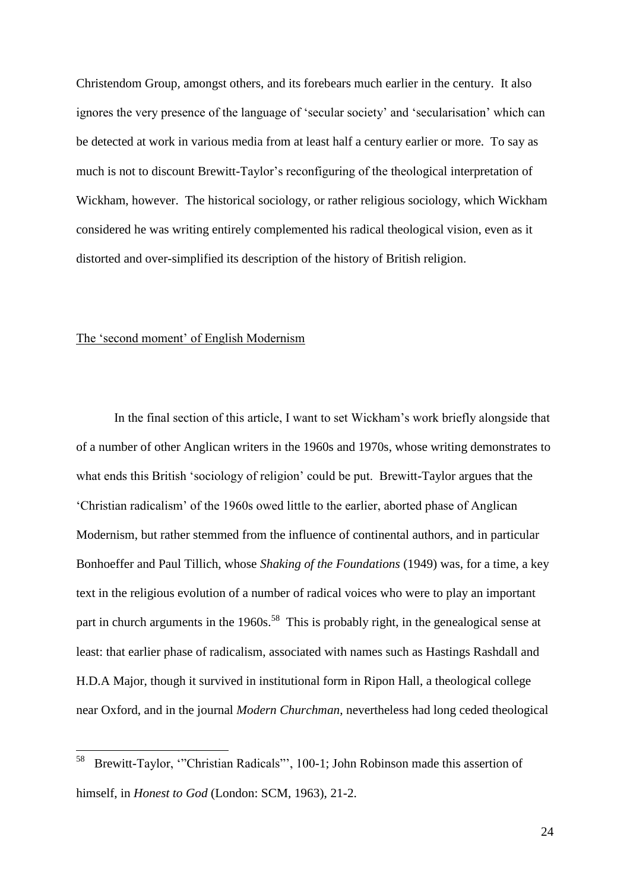Christendom Group, amongst others, and its forebears much earlier in the century. It also ignores the very presence of the language of 'secular society' and 'secularisation' which can be detected at work in various media from at least half a century earlier or more. To say as much is not to discount Brewitt-Taylor's reconfiguring of the theological interpretation of Wickham, however. The historical sociology, or rather religious sociology, which Wickham considered he was writing entirely complemented his radical theological vision, even as it distorted and over-simplified its description of the history of British religion.

## The 'second moment' of English Modernism

In the final section of this article, I want to set Wickham's work briefly alongside that of a number of other Anglican writers in the 1960s and 1970s, whose writing demonstrates to what ends this British 'sociology of religion' could be put. Brewitt-Taylor argues that the 'Christian radicalism' of the 1960s owed little to the earlier, aborted phase of Anglican Modernism, but rather stemmed from the influence of continental authors, and in particular Bonhoeffer and Paul Tillich, whose *Shaking of the Foundations* (1949) was, for a time, a key text in the religious evolution of a number of radical voices who were to play an important part in church arguments in the 1960s.[58] This is probably right, in the genealogical sense at least: that earlier phase of radicalism, associated with names such as Hastings Rashdall and H.D.A Major, though it survived in institutional form in Ripon Hall, a theological college near Oxford, and in the journal *Modern Churchman*, nevertheless had long ceded theological

---

[58] Brewitt-Taylor, '"Christian Radicals"', 100-1; John Robinson made this assertion of himself, in *Honest to God* (London: SCM, 1963), 21-2.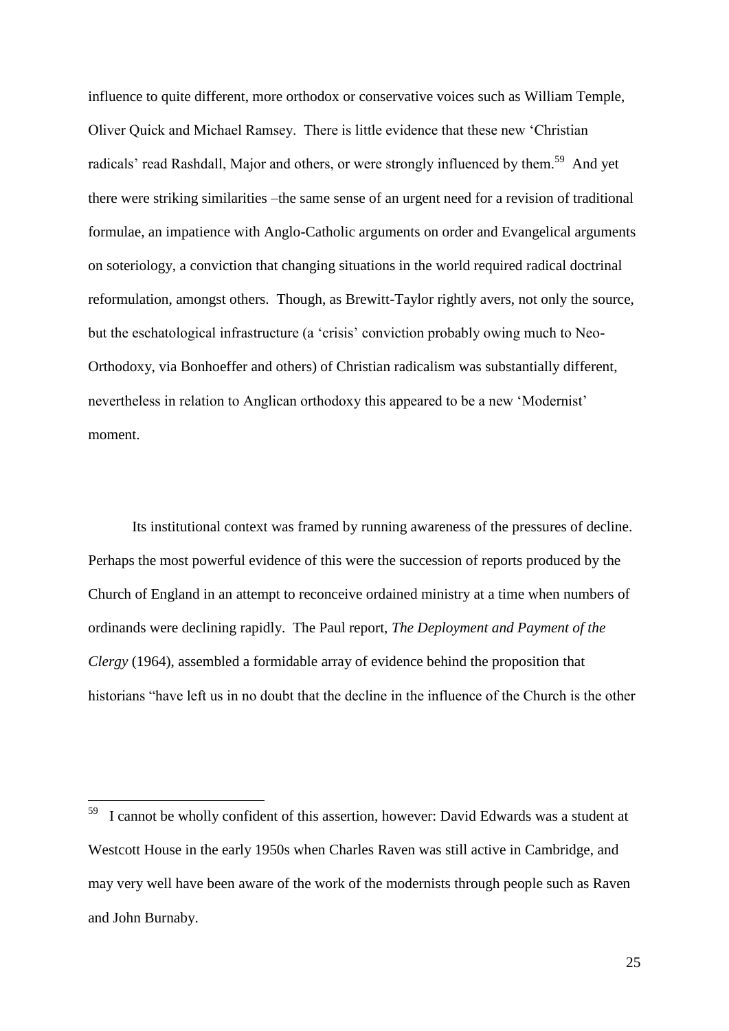influence to quite different, more orthodox or conservative voices such as William Temple, Oliver Quick and Michael Ramsey. There is little evidence that these new 'Christian radicals' read Rashdall, Major and others, or were strongly influenced by them.[59] And yet there were striking similarities –the same sense of an urgent need for a revision of traditional formulae, an impatience with Anglo-Catholic arguments on order and Evangelical arguments on soteriology, a conviction that changing situations in the world required radical doctrinal reformulation, amongst others. Though, as Brewitt-Taylor rightly avers, not only the source, but the eschatological infrastructure (a 'crisis' conviction probably owing much to Neo-Orthodoxy, via Bonhoeffer and others) of Christian radicalism was substantially different, nevertheless in relation to Anglican orthodoxy this appeared to be a new 'Modernist' moment.

Its institutional context was framed by running awareness of the pressures of decline. Perhaps the most powerful evidence of this were the succession of reports produced by the Church of England in an attempt to reconceive ordained ministry at a time when numbers of ordinands were declining rapidly. The Paul report, *The Deployment and Payment of the Clergy* (1964), assembled a formidable array of evidence behind the proposition that historians "have left us in no doubt that the decline in the influence of the Church is the other

---

[59] I cannot be wholly confident of this assertion, however: David Edwards was a student at Westcott House in the early 1950s when Charles Raven was still active in Cambridge, and may very well have been aware of the work of the modernists through people such as Raven and John Burnaby.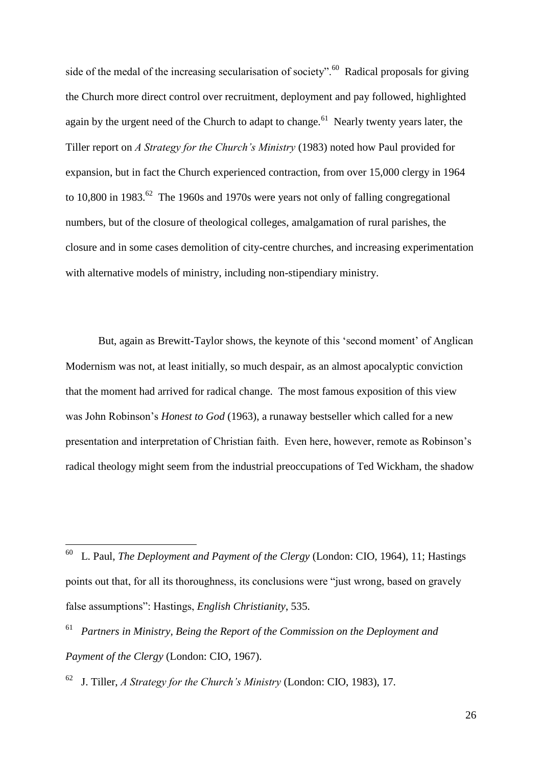side of the medal of the increasing secularisation of society".[60] Radical proposals for giving the Church more direct control over recruitment, deployment and pay followed, highlighted again by the urgent need of the Church to adapt to change.[61] Nearly twenty years later, the Tiller report on *A Strategy for the Church's Ministry* (1983) noted how Paul provided for expansion, but in fact the Church experienced contraction, from over 15,000 clergy in 1964 to 10,800 in 1983.[62] The 1960s and 1970s were years not only of falling congregational numbers, but of the closure of theological colleges, amalgamation of rural parishes, the closure and in some cases demolition of city-centre churches, and increasing experimentation with alternative models of ministry, including non-stipendiary ministry.

But, again as Brewitt-Taylor shows, the keynote of this 'second moment' of Anglican Modernism was not, at least initially, so much despair, as an almost apocalyptic conviction that the moment had arrived for radical change. The most famous exposition of this view was John Robinson's *Honest to God* (1963), a runaway bestseller which called for a new presentation and interpretation of Christian faith. Even here, however, remote as Robinson's radical theology might seem from the industrial preoccupations of Ted Wickham, the shadow

---

[60] L. Paul, *The Deployment and Payment of the Clergy* (London: CIO, 1964), 11; Hastings points out that, for all its thoroughness, its conclusions were "just wrong, based on gravely false assumptions": Hastings, *English Christianity*, 535.

[61] *Partners in Ministry, Being the Report of the Commission on the Deployment and Payment of the Clergy* (London: CIO, 1967).

[62] J. Tiller, *A Strategy for the Church's Ministry* (London: CIO, 1983), 17.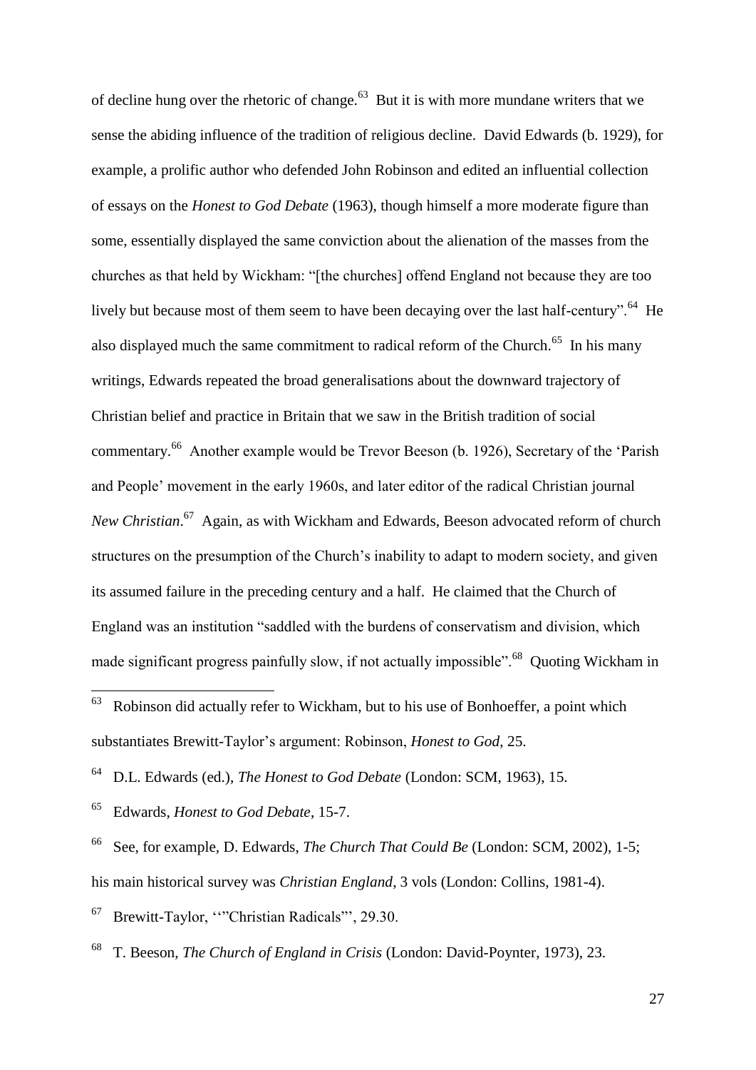of decline hung over the rhetoric of change.[63] But it is with more mundane writers that we sense the abiding influence of the tradition of religious decline. David Edwards (b. 1929), for example, a prolific author who defended John Robinson and edited an influential collection of essays on the *Honest to God Debate* (1963), though himself a more moderate figure than some, essentially displayed the same conviction about the alienation of the masses from the churches as that held by Wickham: "[the churches] offend England not because they are too lively but because most of them seem to have been decaying over the last half-century".[64] He also displayed much the same commitment to radical reform of the Church.[65] In his many writings, Edwards repeated the broad generalisations about the downward trajectory of Christian belief and practice in Britain that we saw in the British tradition of social commentary.[66] Another example would be Trevor Beeson (b. 1926), Secretary of the 'Parish and People' movement in the early 1960s, and later editor of the radical Christian journal *New Christian*.[67] Again, as with Wickham and Edwards, Beeson advocated reform of church structures on the presumption of the Church's inability to adapt to modern society, and given its assumed failure in the preceding century and a half. He claimed that the Church of England was an institution "saddled with the burdens of conservatism and division, which made significant progress painfully slow, if not actually impossible".[68] Quoting Wickham in

---

[63] Robinson did actually refer to Wickham, but to his use of Bonhoeffer, a point which substantiates Brewitt-Taylor's argument: Robinson, *Honest to God*, 25.

[64] D.L. Edwards (ed.), *The Honest to God Debate* (London: SCM, 1963), 15.

[65] Edwards, *Honest to God Debate*, 15-7.

[66] See, for example, D. Edwards, *The Church That Could Be* (London: SCM, 2002), 1-5; his main historical survey was *Christian England*, 3 vols (London: Collins, 1981-4).

[67] Brewitt-Taylor, '"Christian Radicals"', 29.30.

[68] T. Beeson, *The Church of England in Crisis* (London: David-Poynter, 1973), 23.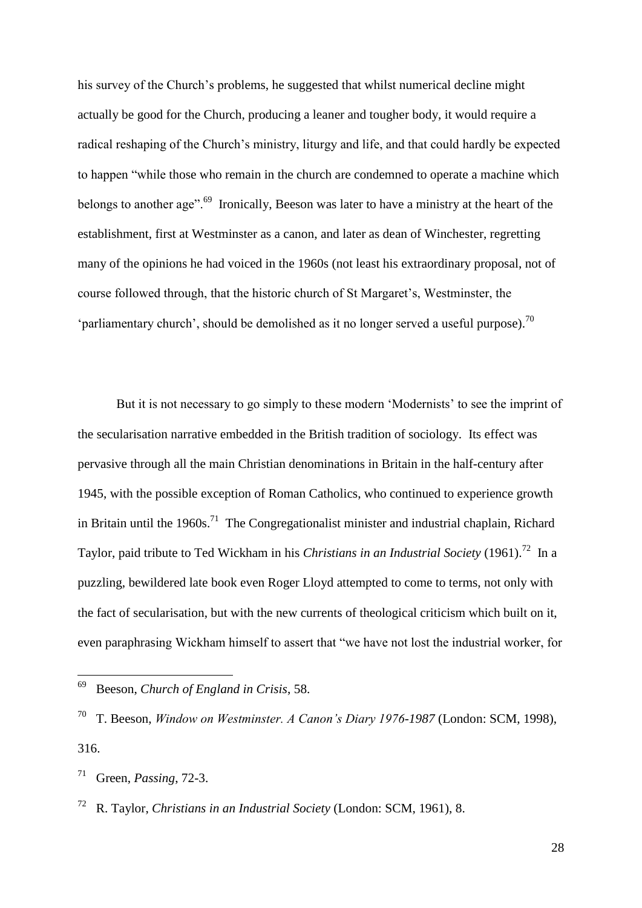his survey of the Church's problems, he suggested that whilst numerical decline might actually be good for the Church, producing a leaner and tougher body, it would require a radical reshaping of the Church's ministry, liturgy and life, and that could hardly be expected to happen "while those who remain in the church are condemned to operate a machine which belongs to another age".[69] Ironically, Beeson was later to have a ministry at the heart of the establishment, first at Westminster as a canon, and later as dean of Winchester, regretting many of the opinions he had voiced in the 1960s (not least his extraordinary proposal, not of course followed through, that the historic church of St Margaret's, Westminster, the 'parliamentary church', should be demolished as it no longer served a useful purpose).[70]

But it is not necessary to go simply to these modern 'Modernists' to see the imprint of the secularisation narrative embedded in the British tradition of sociology. Its effect was pervasive through all the main Christian denominations in Britain in the half-century after 1945, with the possible exception of Roman Catholics, who continued to experience growth in Britain until the 1960s.[71] The Congregationalist minister and industrial chaplain, Richard Taylor, paid tribute to Ted Wickham in his *Christians in an Industrial Society* (1961).[72] In a puzzling, bewildered late book even Roger Lloyd attempted to come to terms, not only with the fact of secularisation, but with the new currents of theological criticism which built on it, even paraphrasing Wickham himself to assert that "we have not lost the industrial worker, for

---

[69] Beeson, *Church of England in Crisis*, 58.

[70] T. Beeson, *Window on Westminster. A Canon's Diary 1976-1987* (London: SCM, 1998), 316.

[71] Green, *Passing*, 72-3.

[72] R. Taylor, *Christians in an Industrial Society* (London: SCM, 1961), 8.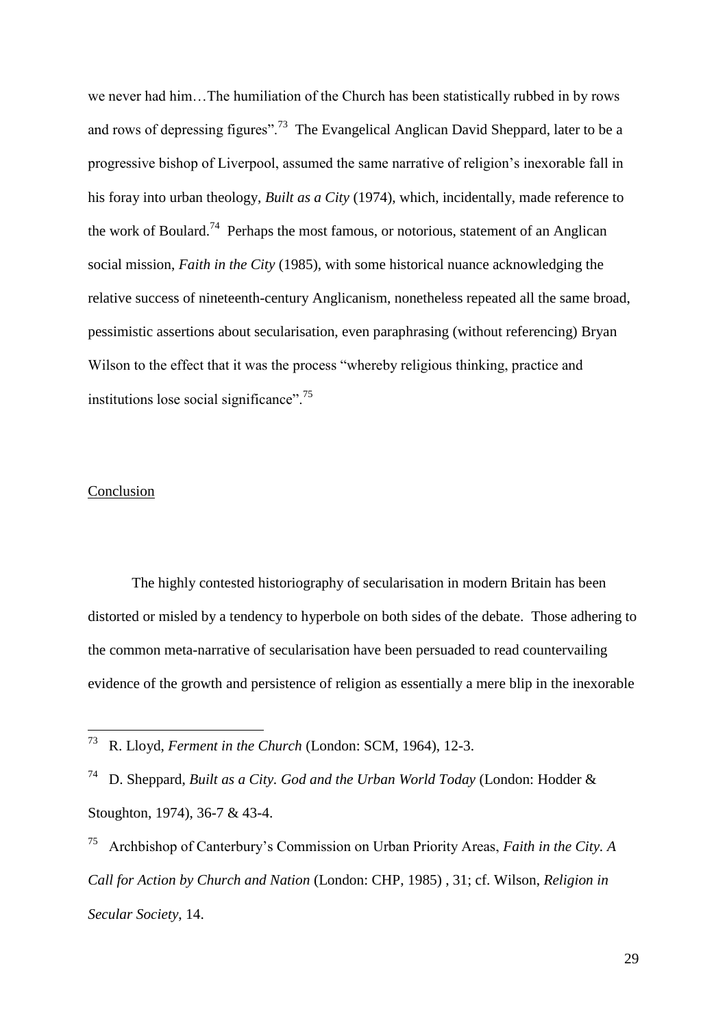we never had him…The humiliation of the Church has been statistically rubbed in by rows and rows of depressing figures".[73] The Evangelical Anglican David Sheppard, later to be a progressive bishop of Liverpool, assumed the same narrative of religion's inexorable fall in his foray into urban theology, *Built as a City* (1974), which, incidentally, made reference to the work of Boulard.[74] Perhaps the most famous, or notorious, statement of an Anglican social mission, *Faith in the City* (1985), with some historical nuance acknowledging the relative success of nineteenth-century Anglicanism, nonetheless repeated all the same broad, pessimistic assertions about secularisation, even paraphrasing (without referencing) Bryan Wilson to the effect that it was the process "whereby religious thinking, practice and institutions lose social significance".[75]

## Conclusion

The highly contested historiography of secularisation in modern Britain has been distorted or misled by a tendency to hyperbole on both sides of the debate. Those adhering to the common meta-narrative of secularisation have been persuaded to read countervailing evidence of the growth and persistence of religion as essentially a mere blip in the inexorable

---

[73] R. Lloyd, *Ferment in the Church* (London: SCM, 1964), 12-3.

[74] D. Sheppard, *Built as a City. God and the Urban World Today* (London: Hodder & Stoughton, 1974), 36-7 & 43-4.

[75] Archbishop of Canterbury's Commission on Urban Priority Areas, *Faith in the City. A Call for Action by Church and Nation* (London: CHP, 1985) , 31; cf. Wilson, *Religion in Secular Society*, 14.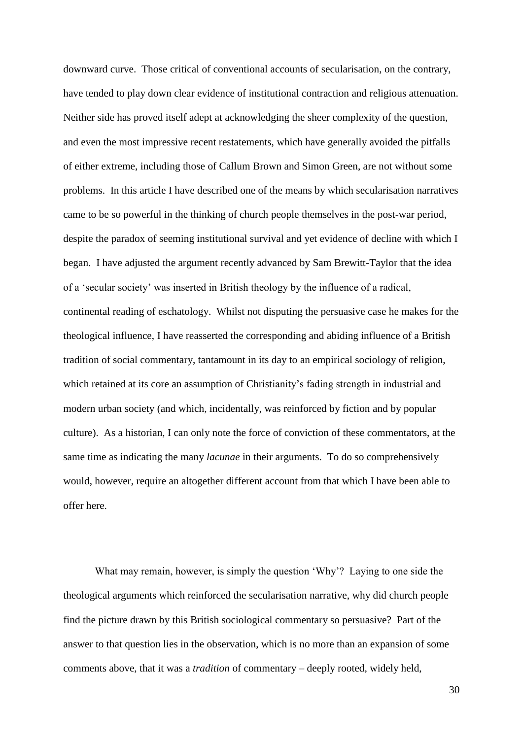downward curve. Those critical of conventional accounts of secularisation, on the contrary, have tended to play down clear evidence of institutional contraction and religious attenuation. Neither side has proved itself adept at acknowledging the sheer complexity of the question, and even the most impressive recent restatements, which have generally avoided the pitfalls of either extreme, including those of Callum Brown and Simon Green, are not without some problems. In this article I have described one of the means by which secularisation narratives came to be so powerful in the thinking of church people themselves in the post-war period, despite the paradox of seeming institutional survival and yet evidence of decline with which I began. I have adjusted the argument recently advanced by Sam Brewitt-Taylor that the idea of a 'secular society' was inserted in British theology by the influence of a radical, continental reading of eschatology. Whilst not disputing the persuasive case he makes for the theological influence, I have reasserted the corresponding and abiding influence of a British tradition of social commentary, tantamount in its day to an empirical sociology of religion, which retained at its core an assumption of Christianity's fading strength in industrial and modern urban society (and which, incidentally, was reinforced by fiction and by popular culture). As a historian, I can only note the force of conviction of these commentators, at the same time as indicating the many *lacunae* in their arguments. To do so comprehensively would, however, require an altogether different account from that which I have been able to offer here.

What may remain, however, is simply the question 'Why'? Laying to one side the theological arguments which reinforced the secularisation narrative, why did church people find the picture drawn by this British sociological commentary so persuasive? Part of the answer to that question lies in the observation, which is no more than an expansion of some comments above, that it was a *tradition* of commentary – deeply rooted, widely held,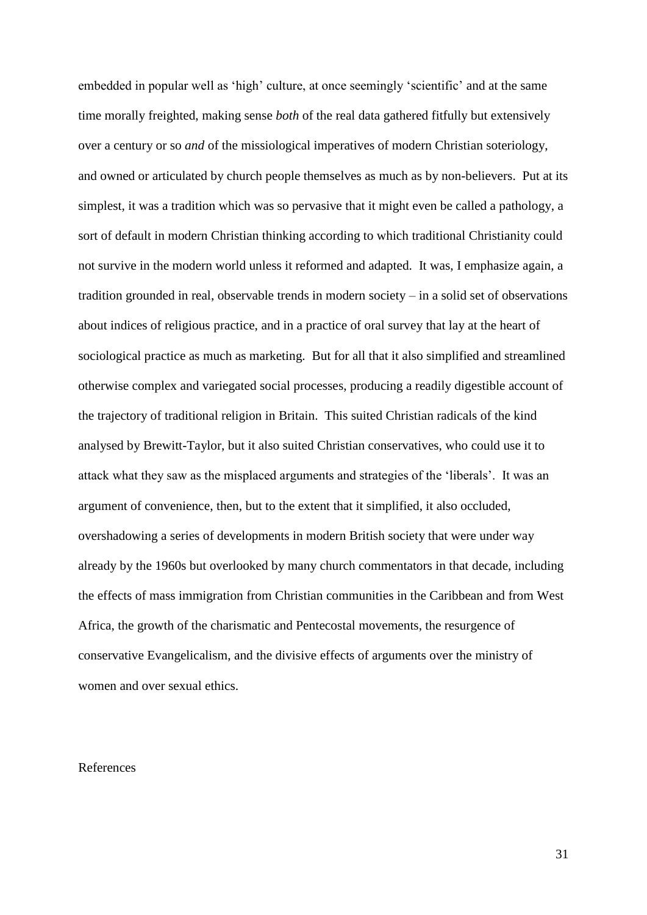embedded in popular well as 'high' culture, at once seemingly 'scientific' and at the same time morally freighted, making sense *both* of the real data gathered fitfully but extensively over a century or so *and* of the missiological imperatives of modern Christian soteriology, and owned or articulated by church people themselves as much as by non-believers. Put at its simplest, it was a tradition which was so pervasive that it might even be called a pathology, a sort of default in modern Christian thinking according to which traditional Christianity could not survive in the modern world unless it reformed and adapted. It was, I emphasize again, a tradition grounded in real, observable trends in modern society – in a solid set of observations about indices of religious practice, and in a practice of oral survey that lay at the heart of sociological practice as much as marketing. But for all that it also simplified and streamlined otherwise complex and variegated social processes, producing a readily digestible account of the trajectory of traditional religion in Britain. This suited Christian radicals of the kind analysed by Brewitt-Taylor, but it also suited Christian conservatives, who could use it to attack what they saw as the misplaced arguments and strategies of the 'liberals'. It was an argument of convenience, then, but to the extent that it simplified, it also occluded, overshadowing a series of developments in modern British society that were under way already by the 1960s but overlooked by many church commentators in that decade, including the effects of mass immigration from Christian communities in the Caribbean and from West Africa, the growth of the charismatic and Pentecostal movements, the resurgence of conservative Evangelicalism, and the divisive effects of arguments over the ministry of women and over sexual ethics.

References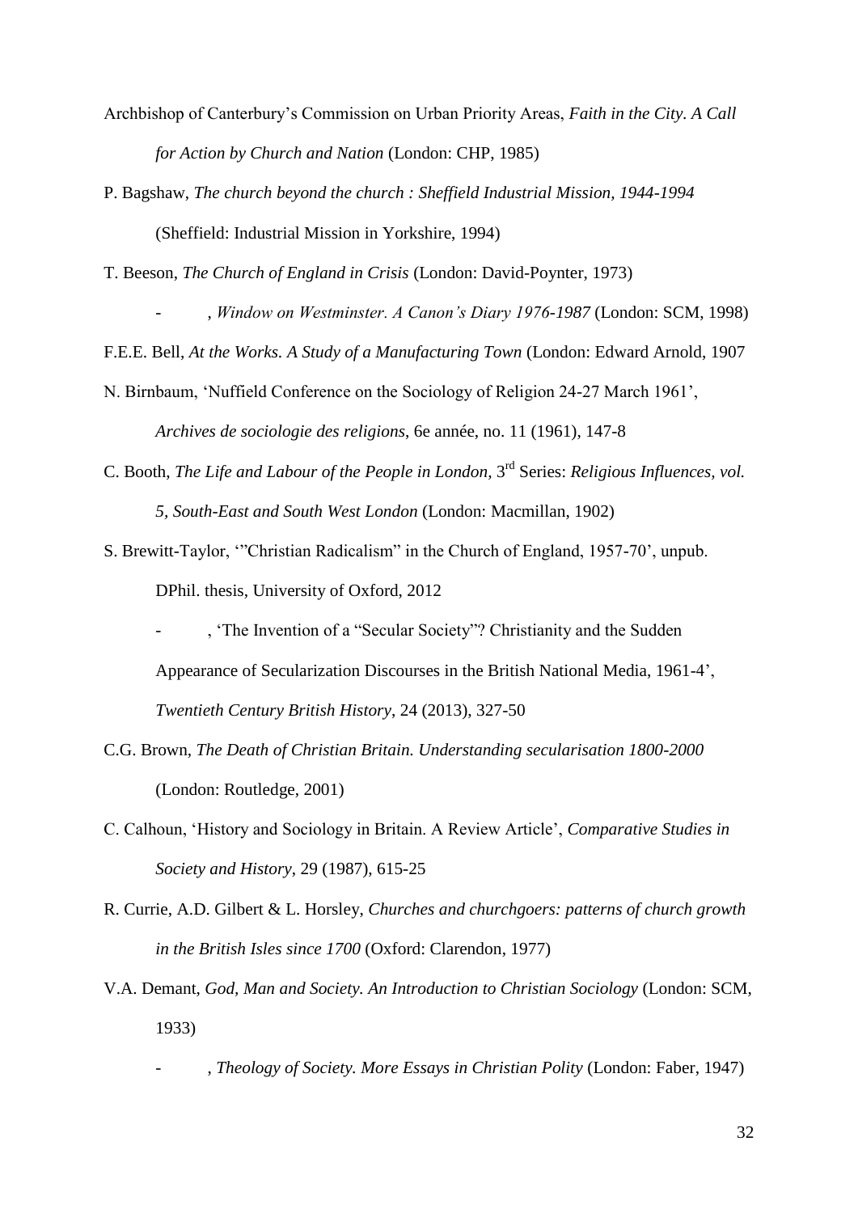Archbishop of Canterbury's Commission on Urban Priority Areas, *Faith in the City. A Call for Action by Church and Nation* (London: CHP, 1985)

P. Bagshaw, *The church beyond the church : Sheffield Industrial Mission, 1944-1994* (Sheffield: Industrial Mission in Yorkshire, 1994)

T. Beeson, *The Church of England in Crisis* (London: David-Poynter, 1973)

- , *Window on Westminster. A Canon's Diary 1976-1987* (London: SCM, 1998)

F.E.E. Bell, *At the Works. A Study of a Manufacturing Town* (London: Edward Arnold, 1907

N. Birnbaum, 'Nuffield Conference on the Sociology of Religion 24-27 March 1961', *Archives de sociologie des religions*, 6e année, no. 11 (1961), 147-8

C. Booth, *The Life and Labour of the People in London,* 3rd Series: *Religious Influences, vol. 5, South-East and South West London* (London: Macmillan, 1902)

S. Brewitt-Taylor, '"Christian Radicalism" in the Church of England, 1957-70', unpub. DPhil. thesis, University of Oxford, 2012

- , 'The Invention of a "Secular Society"? Christianity and the Sudden Appearance of Secularization Discourses in the British National Media, 1961-4', *Twentieth Century British History*, 24 (2013), 327-50

C.G. Brown, *The Death of Christian Britain. Understanding secularisation 1800-2000* (London: Routledge, 2001)

C. Calhoun, 'History and Sociology in Britain. A Review Article', *Comparative Studies in Society and History*, 29 (1987), 615-25

R. Currie, A.D. Gilbert & L. Horsley, *Churches and churchgoers: patterns of church growth in the British Isles since 1700* (Oxford: Clarendon, 1977)

V.A. Demant, *God, Man and Society. An Introduction to Christian Sociology* (London: SCM, 1933)

- , *Theology of Society. More Essays in Christian Polity* (London: Faber, 1947)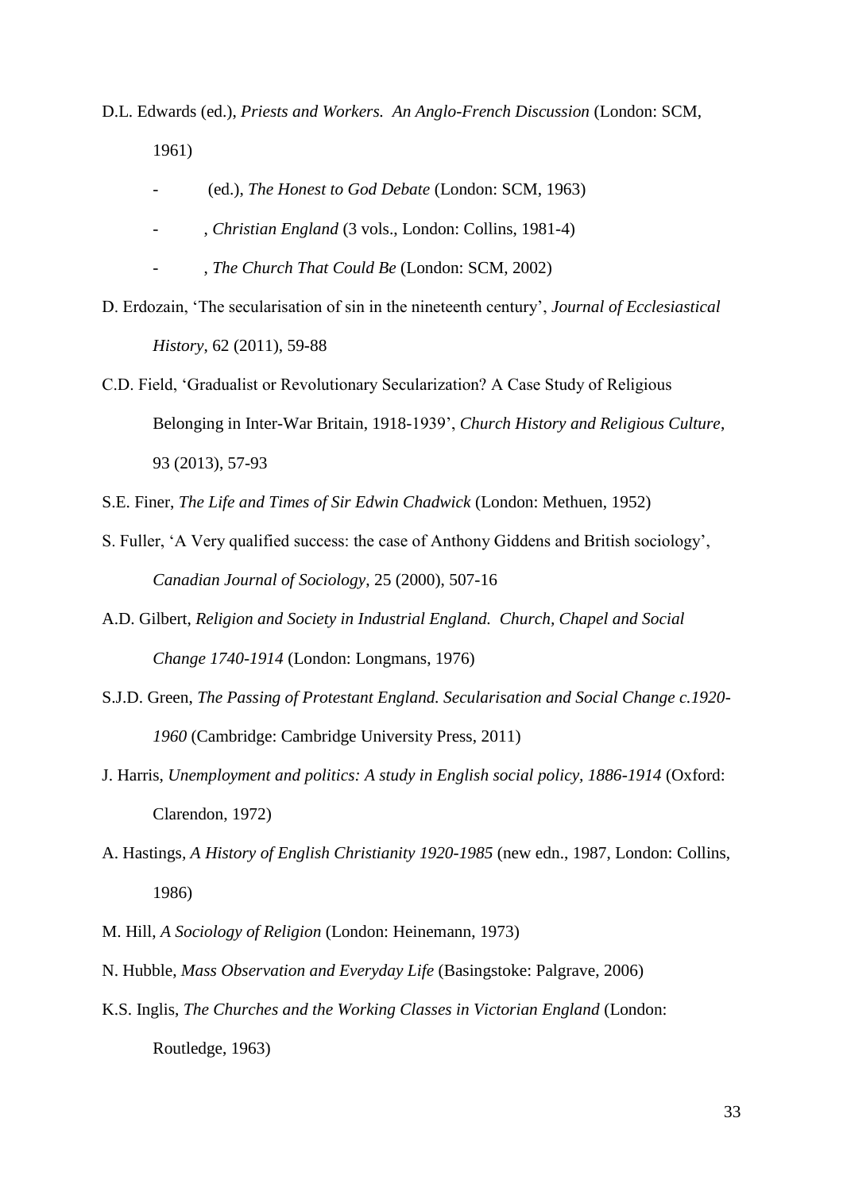D.L. Edwards (ed.), *Priests and Workers. An Anglo-French Discussion* (London: SCM, 1961)

- (ed.), *The Honest to God Debate* (London: SCM, 1963)

- , *Christian England* (3 vols., London: Collins, 1981-4)

- , *The Church That Could Be* (London: SCM, 2002)

D. Erdozain, 'The secularisation of sin in the nineteenth century', *Journal of Ecclesiastical History*, 62 (2011), 59-88

C.D. Field, 'Gradualist or Revolutionary Secularization? A Case Study of Religious Belonging in Inter-War Britain, 1918-1939', *Church History and Religious Culture*, 93 (2013), 57-93

S.E. Finer, *The Life and Times of Sir Edwin Chadwick* (London: Methuen, 1952)

S. Fuller, 'A Very qualified success: the case of Anthony Giddens and British sociology', *Canadian Journal of Sociology*, 25 (2000), 507-16

A.D. Gilbert, *Religion and Society in Industrial England. Church, Chapel and Social Change 1740-1914* (London: Longmans, 1976)

S.J.D. Green, *The Passing of Protestant England. Secularisation and Social Change c.1920-1960* (Cambridge: Cambridge University Press, 2011)

J. Harris, *Unemployment and politics: A study in English social policy, 1886-1914* (Oxford: Clarendon, 1972)

A. Hastings, *A History of English Christianity 1920-1985* (new edn., 1987, London: Collins, 1986)

M. Hill, *A Sociology of Religion* (London: Heinemann, 1973)

N. Hubble, *Mass Observation and Everyday Life* (Basingstoke: Palgrave, 2006)

K.S. Inglis, *The Churches and the Working Classes in Victorian England* (London: Routledge, 1963)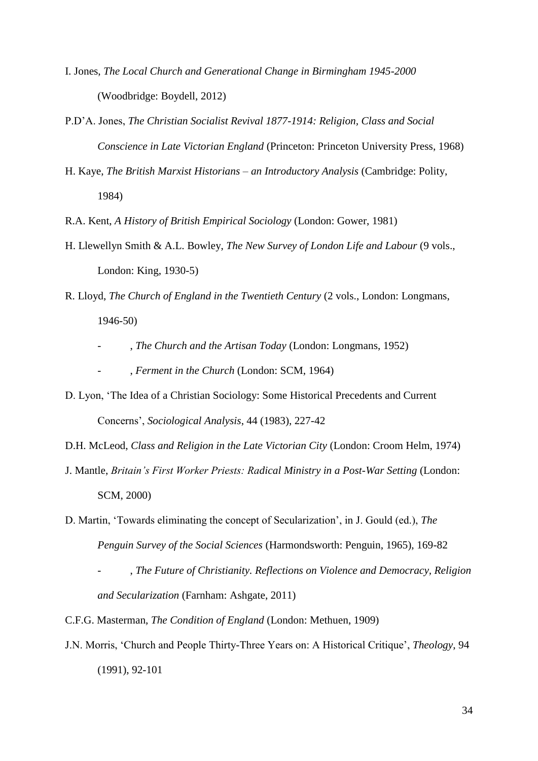I. Jones, *The Local Church and Generational Change in Birmingham 1945-2000* (Woodbridge: Boydell, 2012)

P.D'A. Jones, *The Christian Socialist Revival 1877-1914: Religion, Class and Social Conscience in Late Victorian England* (Princeton: Princeton University Press, 1968)

H. Kaye, *The British Marxist Historians – an Introductory Analysis* (Cambridge: Polity, 1984)

R.A. Kent, *A History of British Empirical Sociology* (London: Gower, 1981)

H. Llewellyn Smith & A.L. Bowley, *The New Survey of London Life and Labour* (9 vols., London: King, 1930-5)

R. Lloyd, *The Church of England in the Twentieth Century* (2 vols., London: Longmans, 1946-50)

- , *The Church and the Artisan Today* (London: Longmans, 1952)

- , *Ferment in the Church* (London: SCM, 1964)

D. Lyon, 'The Idea of a Christian Sociology: Some Historical Precedents and Current Concerns', *Sociological Analysis*, 44 (1983), 227-42

D.H. McLeod, *Class and Religion in the Late Victorian City* (London: Croom Helm, 1974)

J. Mantle, *Britain's First Worker Priests: Radical Ministry in a Post-War Setting* (London: SCM, 2000)

D. Martin, 'Towards eliminating the concept of Secularization', in J. Gould (ed.), *The Penguin Survey of the Social Sciences* (Harmondsworth: Penguin, 1965), 169-82

- , *The Future of Christianity. Reflections on Violence and Democracy, Religion and Secularization* (Farnham: Ashgate, 2011)

C.F.G. Masterman, *The Condition of England* (London: Methuen, 1909)

J.N. Morris, 'Church and People Thirty-Three Years on: A Historical Critique', *Theology*, 94 (1991), 92-101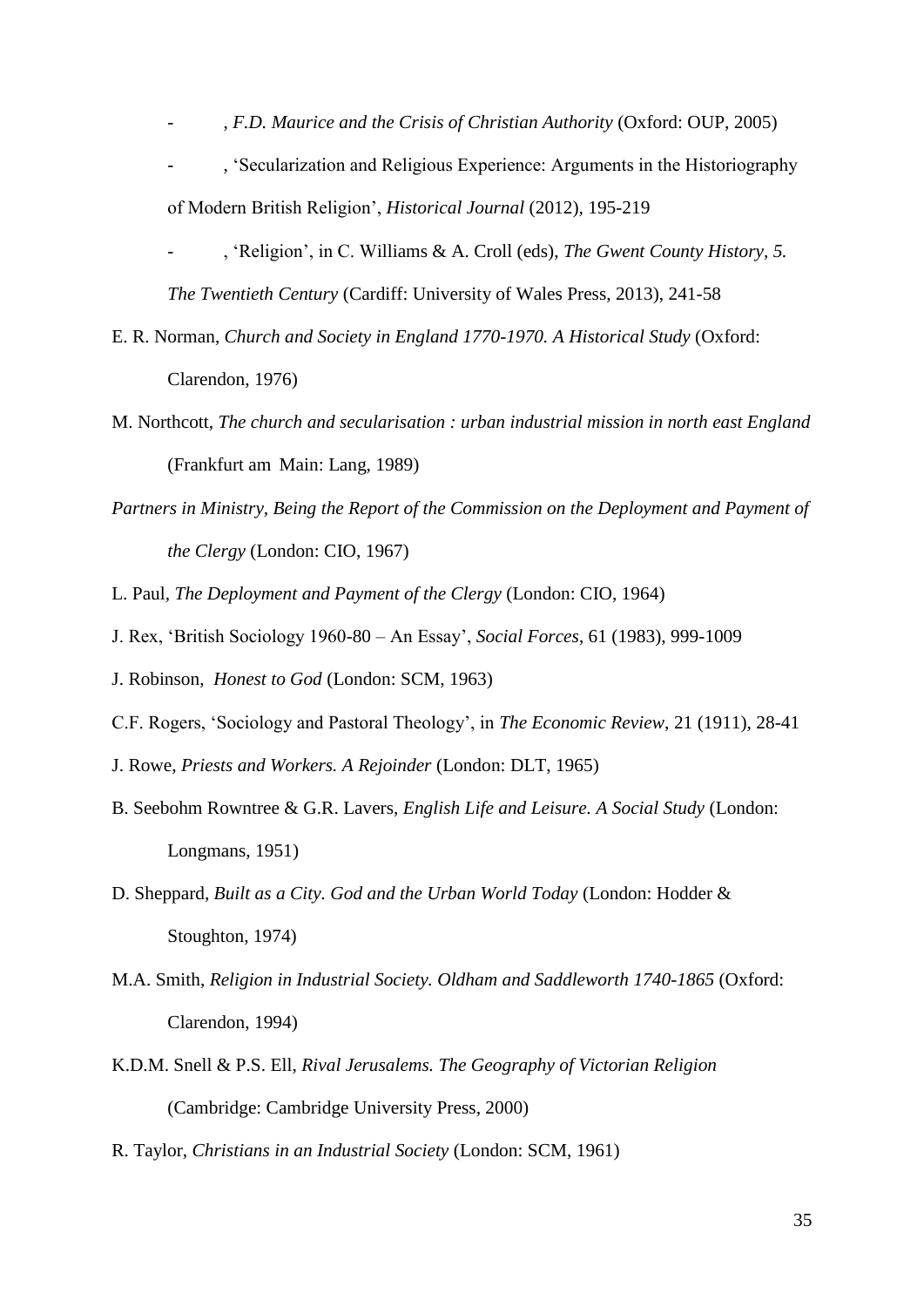- , *F.D. Maurice and the Crisis of Christian Authority* (Oxford: OUP, 2005)

- , 'Secularization and Religious Experience: Arguments in the Historiography of Modern British Religion', *Historical Journal* (2012), 195-219

- , 'Religion', in C. Williams & A. Croll (eds), *The Gwent County History, 5. The Twentieth Century* (Cardiff: University of Wales Press, 2013), 241-58

E. R. Norman, *Church and Society in England 1770-1970. A Historical Study* (Oxford: Clarendon, 1976)

M. Northcott, *The church and secularisation : urban industrial mission in north east England* (Frankfurt am Main: Lang, 1989)

*Partners in Ministry, Being the Report of the Commission on the Deployment and Payment of the Clergy* (London: CIO, 1967)

L. Paul, *The Deployment and Payment of the Clergy* (London: CIO, 1964)

J. Rex, 'British Sociology 1960-80 – An Essay', *Social Forces*, 61 (1983), 999-1009

J. Robinson, *Honest to God* (London: SCM, 1963)

C.F. Rogers, 'Sociology and Pastoral Theology', in *The Economic Review*, 21 (1911), 28-41

J. Rowe, *Priests and Workers. A Rejoinder* (London: DLT, 1965)

B. Seebohm Rowntree & G.R. Lavers, *English Life and Leisure. A Social Study* (London: Longmans, 1951)

D. Sheppard, *Built as a City. God and the Urban World Today* (London: Hodder & Stoughton, 1974)

M.A. Smith, *Religion in Industrial Society. Oldham and Saddleworth 1740-1865* (Oxford: Clarendon, 1994)

K.D.M. Snell & P.S. Ell, *Rival Jerusalems. The Geography of Victorian Religion* (Cambridge: Cambridge University Press, 2000)

R. Taylor, *Christians in an Industrial Society* (London: SCM, 1961)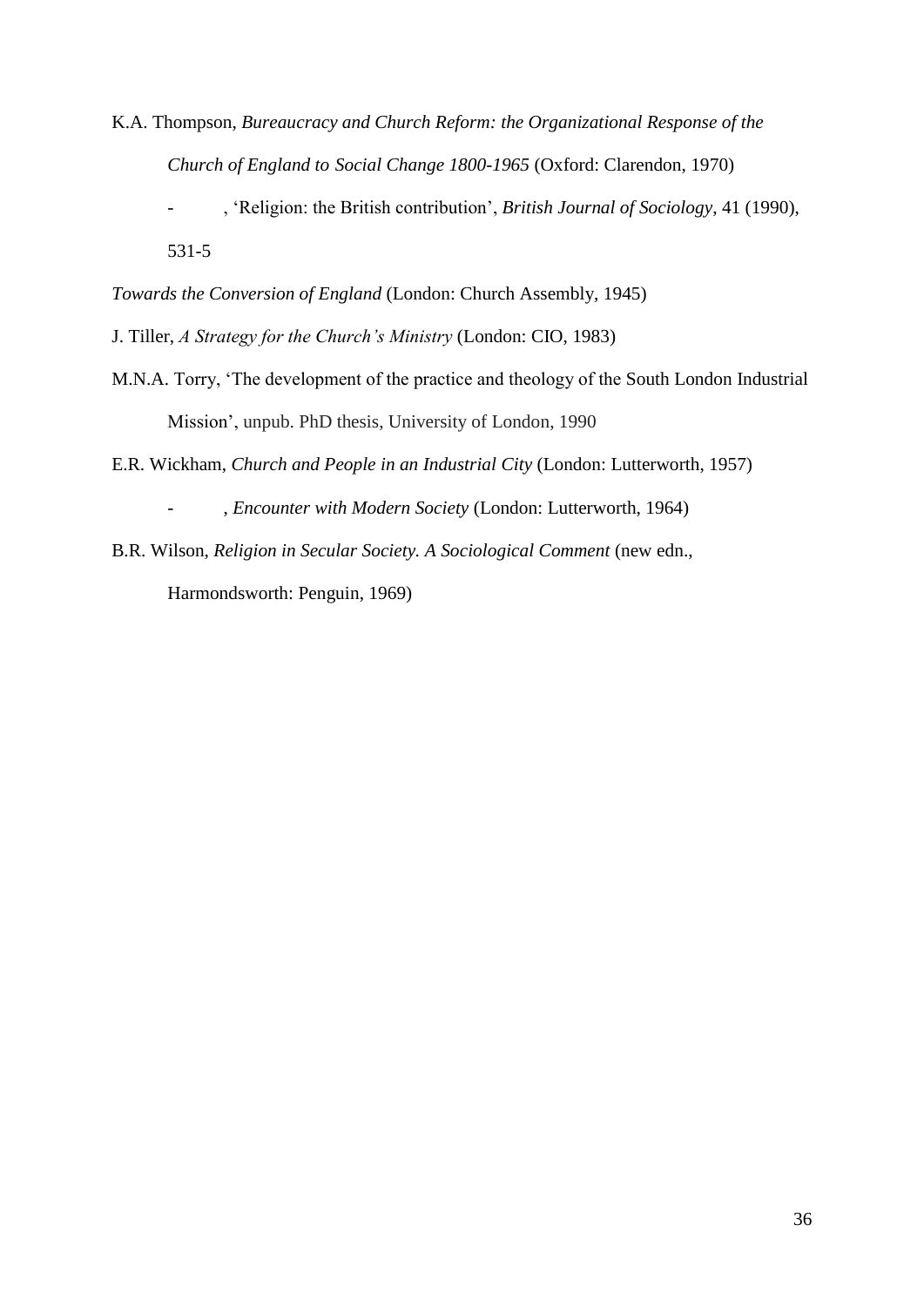K.A. Thompson, *Bureaucracy and Church Reform: the Organizational Response of the Church of England to Social Change 1800-1965* (Oxford: Clarendon, 1970)

- , 'Religion: the British contribution', *British Journal of Sociology*, 41 (1990), 531-5

*Towards the Conversion of England* (London: Church Assembly, 1945)

J. Tiller, *A Strategy for the Church's Ministry* (London: CIO, 1983)

M.N.A. Torry, 'The development of the practice and theology of the South London Industrial Mission', unpub. PhD thesis, University of London, 1990

E.R. Wickham, *Church and People in an Industrial City* (London: Lutterworth, 1957)

- , *Encounter with Modern Society* (London: Lutterworth, 1964)

B.R. Wilson, *Religion in Secular Society. A Sociological Comment* (new edn., Harmondsworth: Penguin, 1969)